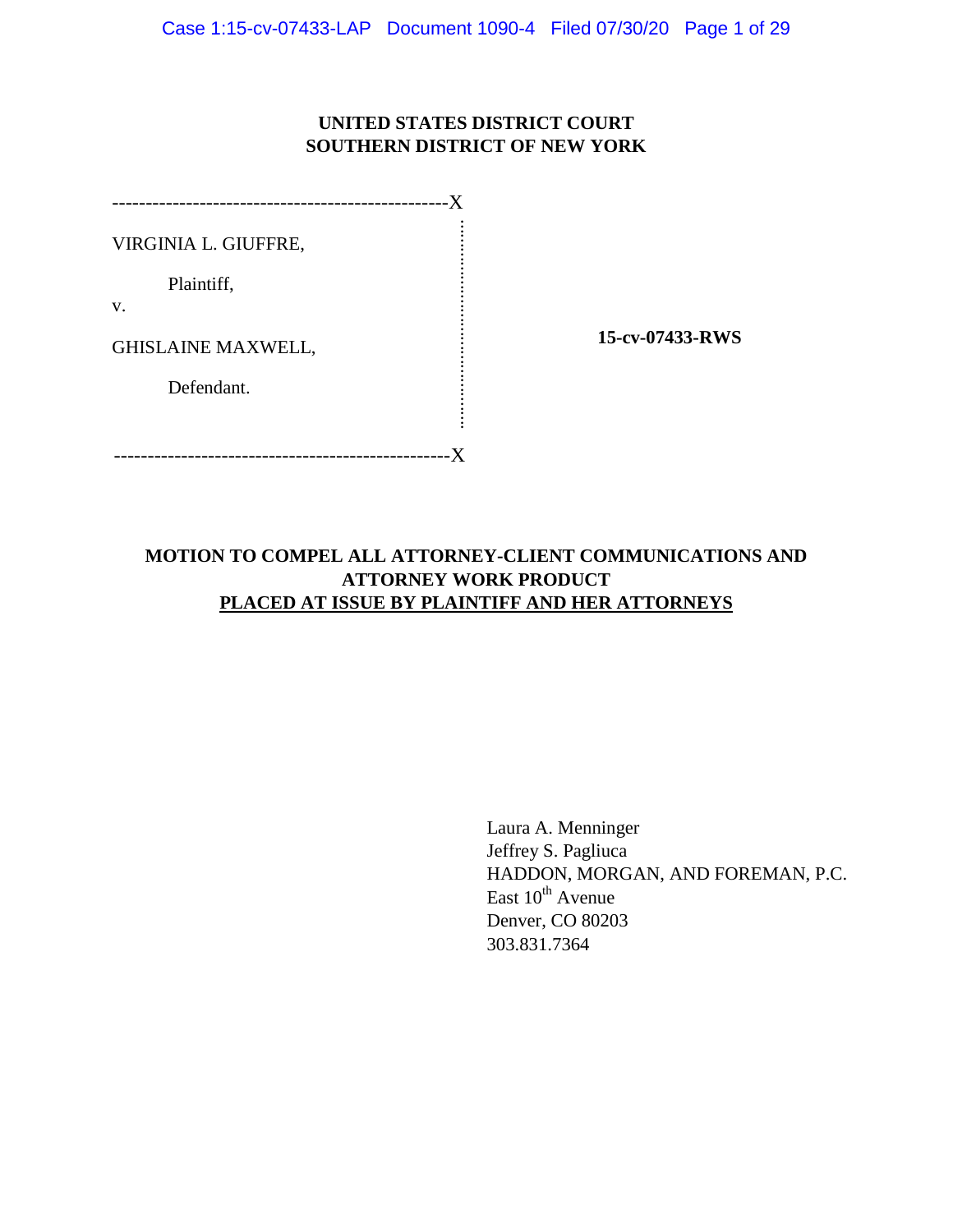**UNITED STATES DISTRICT COURT**
**SOUTHERN DISTRICT OF NEW YORK**

--------------------------------------------------X

VIRGINIA L. GIUFFRE,

Plaintiff,

v.

GHISLAINE MAXWELL,

Defendant.

--------------------------------------------------X

**15-cv-07433-RWS**

**MOTION TO COMPEL ALL ATTORNEY-CLIENT COMMUNICATIONS AND ATTORNEY WORK PRODUCT**
**PLACED AT ISSUE BY PLAINTIFF AND HER ATTORNEYS**

Laura A. Menninger
Jeffrey S. Pagliuca
HADDON, MORGAN, AND FOREMAN, P.C.
East 10th Avenue
Denver, CO 80203
303.831.7364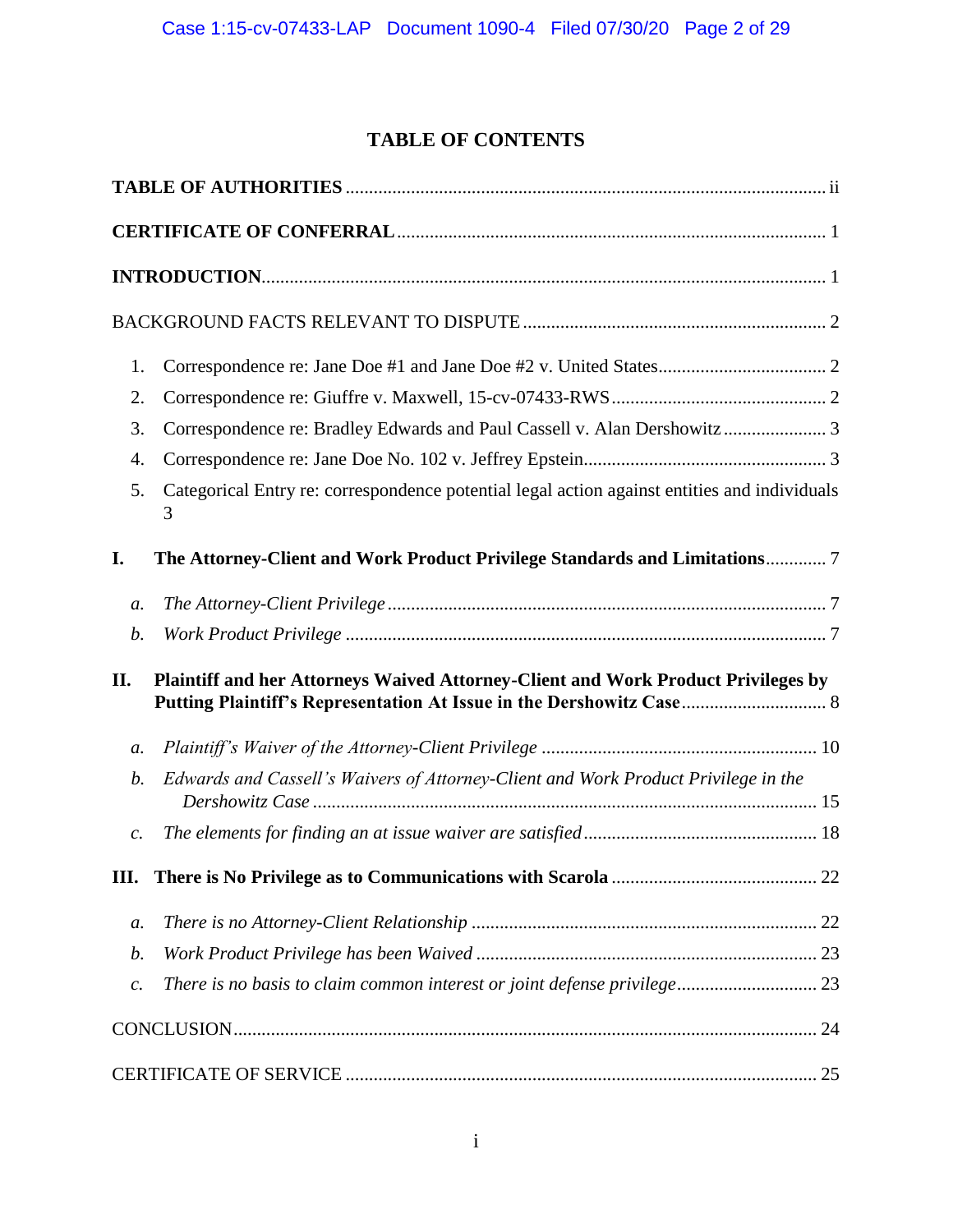# TABLE OF CONTENTS

**TABLE OF AUTHORITIES** ..................................................................................................... ii

**CERTIFICATE OF CONFERRAL** ........................................................................................... 1

**INTRODUCTION** ....................................................................................................................... 1

BACKGROUND FACTS RELEVANT TO DISPUTE ................................................................. 2

1. Correspondence re: Jane Doe #1 and Jane Doe #2 v. United States .................................... 2
2. Correspondence re: Giuffre v. Maxwell, 15-cv-07433-RWS .............................................. 2
3. Correspondence re: Bradley Edwards and Paul Cassell v. Alan Dershowitz ...................... 3
4. Correspondence re: Jane Doe No. 102 v. Jeffrey Epstein.................................................... 3
5. Categorical Entry re: correspondence potential legal action against entities and individuals 3

**I. The Attorney-Client and Work Product Privilege Standards and Limitations** ............. 7

*a. The Attorney-Client Privilege* ............................................................................................. 7

*b. Work Product Privilege* ...................................................................................................... 7

**II. Plaintiff and her Attorneys Waived Attorney-Client and Work Product Privileges by Putting Plaintiff's Representation At Issue in the Dershowitz Case** ............................... 8

*a. Plaintiff's Waiver of the Attorney-Client Privilege* .......................................................... 10

*b. Edwards and Cassell's Waivers of Attorney-Client and Work Product Privilege in the Dershowitz Case* .......................................................................................................... 15

*c. The elements for finding an at issue waiver are satisfied* ................................................. 18

**III. There is No Privilege as to Communications with Scarola** ............................................ 22

*a. There is no Attorney-Client Relationship* ......................................................................... 22

*b. Work Product Privilege has been Waived* ........................................................................ 23

*c. There is no basis to claim common interest or joint defense privilege* ............................. 23

CONCLUSION ............................................................................................................................ 24

CERTIFICATE OF SERVICE .................................................................................................... 25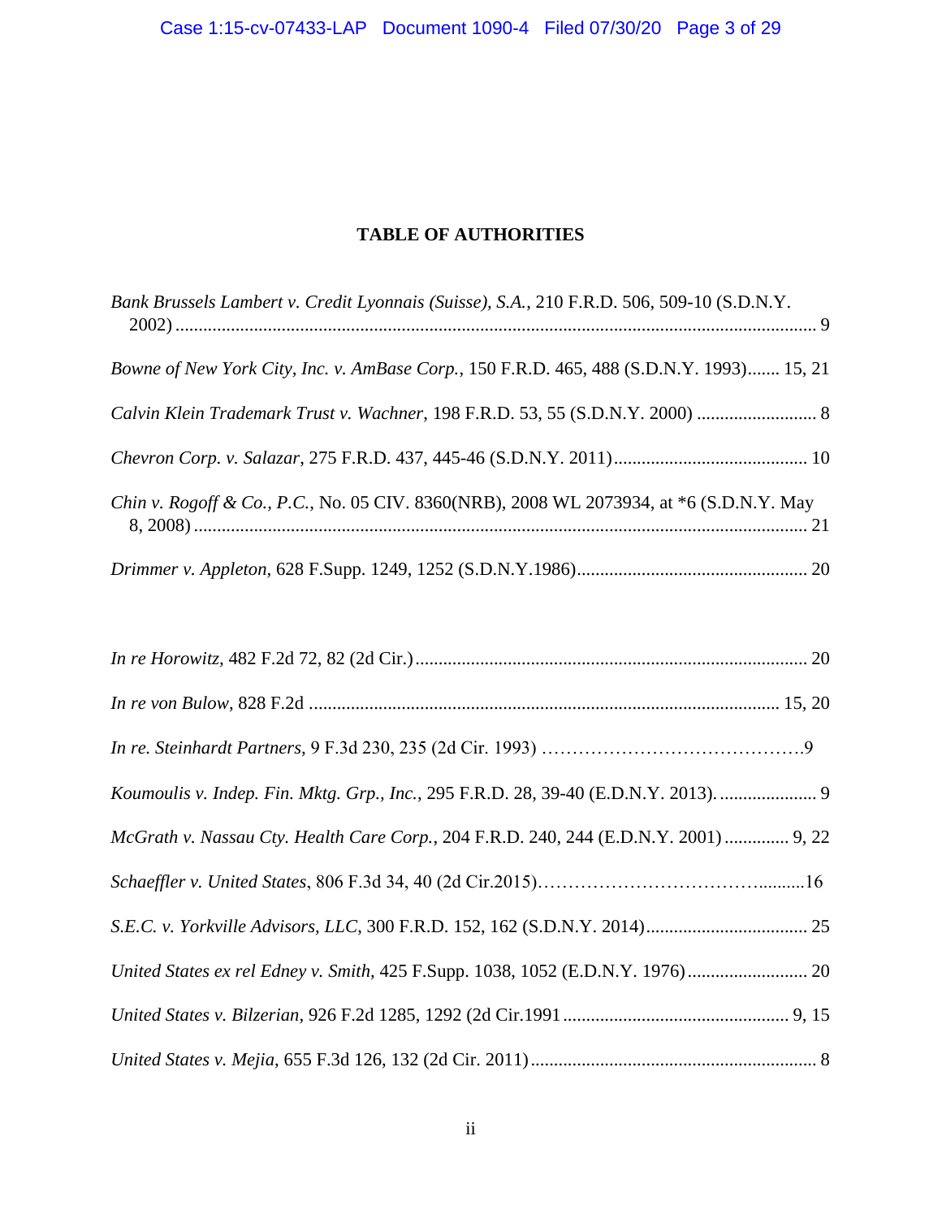## TABLE OF AUTHORITIES

*Bank Brussels Lambert v. Credit Lyonnais (Suisse), S.A.*, 210 F.R.D. 506, 509-10 (S.D.N.Y. 2002) ............................................................................................................................. 9

*Bowne of New York City, Inc. v. AmBase Corp.*, 150 F.R.D. 465, 488 (S.D.N.Y. 1993)....... 15, 21

*Calvin Klein Trademark Trust v. Wachner*, 198 F.R.D. 53, 55 (S.D.N.Y. 2000) .......................... 8

*Chevron Corp. v. Salazar*, 275 F.R.D. 437, 445-46 (S.D.N.Y. 2011).......................................... 10

*Chin v. Rogoff & Co., P.C.*, No. 05 CIV. 8360(NRB), 2008 WL 2073934, at *6 (S.D.N.Y. May 8, 2008) ..................................................................................................................................... 21

*Drimmer v. Appleton*, 628 F.Supp. 1249, 1252 (S.D.N.Y.1986).................................................. 20

*In re Horowitz,* 482 F.2d 72, 82 (2d Cir.)..................................................................................... 20

*In re von Bulow*, 828 F.2d ..................................................................................................... 15, 20

*In re. Steinhardt Partners,* 9 F.3d 230, 235 (2d Cir. 1993) …………………………………….9

*Koumoulis v. Indep. Fin. Mktg. Grp., Inc.*, 295 F.R.D. 28, 39-40 (E.D.N.Y. 2013)...................... 9

*McGrath v. Nassau Cty. Health Care Corp.*, 204 F.R.D. 240, 244 (E.D.N.Y. 2001) .............. 9, 22

*Schaeffler v. United States*, 806 F.3d 34, 40 (2d Cir.2015)……………………………….........16

*S.E.C. v. Yorkville Advisors, LLC*, 300 F.R.D. 152, 162 (S.D.N.Y. 2014)................................... 25

*United States ex rel Edney v. Smith*, 425 F.Supp. 1038, 1052 (E.D.N.Y. 1976).......................... 20

*United States v. Bilzerian,* 926 F.2d 1285, 1292 (2d Cir.1991 ................................................. 9, 15

*United States v. Mejia*, 655 F.3d 126, 132 (2d Cir. 2011).............................................................. 8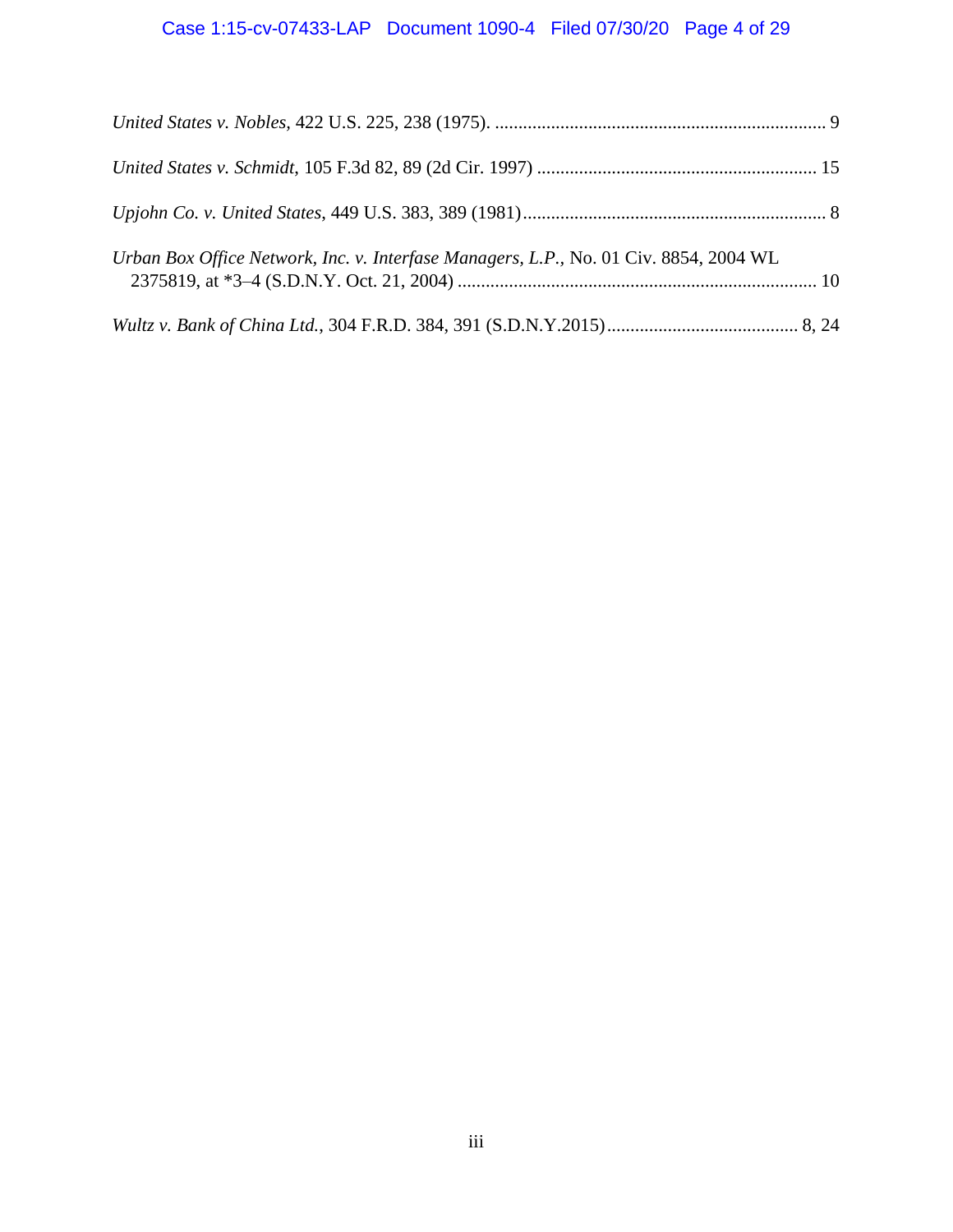*United States v. Nobles*, 422 U.S. 225, 238 (1975). ....................................................................... 9

*United States v. Schmidt*, 105 F.3d 82, 89 (2d Cir. 1997) ............................................................ 15

*Upjohn Co. v. United States*, 449 U.S. 383, 389 (1981)................................................................. 8

*Urban Box Office Network, Inc. v. Interfase Managers, L.P.*, No. 01 Civ. 8854, 2004 WL 2375819, at *3–4 (S.D.N.Y. Oct. 21, 2004) ............................................................................. 10

*Wultz v. Bank of China Ltd.*, 304 F.R.D. 384, 391 (S.D.N.Y.2015)......................................... 8, 24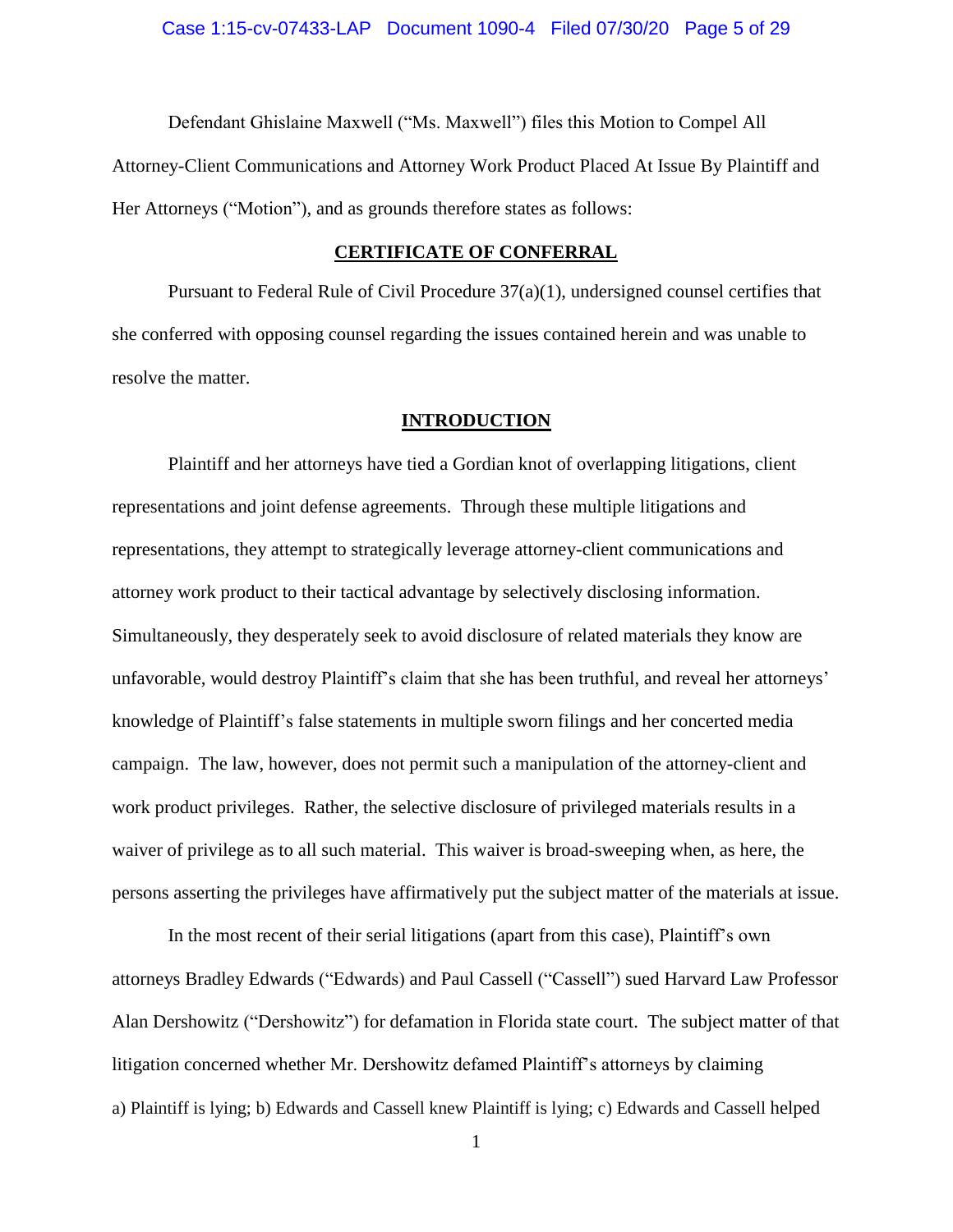Defendant Ghislaine Maxwell ("Ms. Maxwell") files this Motion to Compel All Attorney-Client Communications and Attorney Work Product Placed At Issue By Plaintiff and Her Attorneys ("Motion"), and as grounds therefore states as follows:

## CERTIFICATE OF CONFERRAL

Pursuant to Federal Rule of Civil Procedure 37(a)(1), undersigned counsel certifies that she conferred with opposing counsel regarding the issues contained herein and was unable to resolve the matter.

## INTRODUCTION

Plaintiff and her attorneys have tied a Gordian knot of overlapping litigations, client representations and joint defense agreements. Through these multiple litigations and representations, they attempt to strategically leverage attorney-client communications and attorney work product to their tactical advantage by selectively disclosing information. Simultaneously, they desperately seek to avoid disclosure of related materials they know are unfavorable, would destroy Plaintiff's claim that she has been truthful, and reveal her attorneys' knowledge of Plaintiff's false statements in multiple sworn filings and her concerted media campaign. The law, however, does not permit such a manipulation of the attorney-client and work product privileges. Rather, the selective disclosure of privileged materials results in a waiver of privilege as to all such material. This waiver is broad-sweeping when, as here, the persons asserting the privileges have affirmatively put the subject matter of the materials at issue.

In the most recent of their serial litigations (apart from this case), Plaintiff's own attorneys Bradley Edwards ("Edwards) and Paul Cassell ("Cassell") sued Harvard Law Professor Alan Dershowitz ("Dershowitz") for defamation in Florida state court. The subject matter of that litigation concerned whether Mr. Dershowitz defamed Plaintiff's attorneys by claiming a) Plaintiff is lying; b) Edwards and Cassell knew Plaintiff is lying; c) Edwards and Cassell helped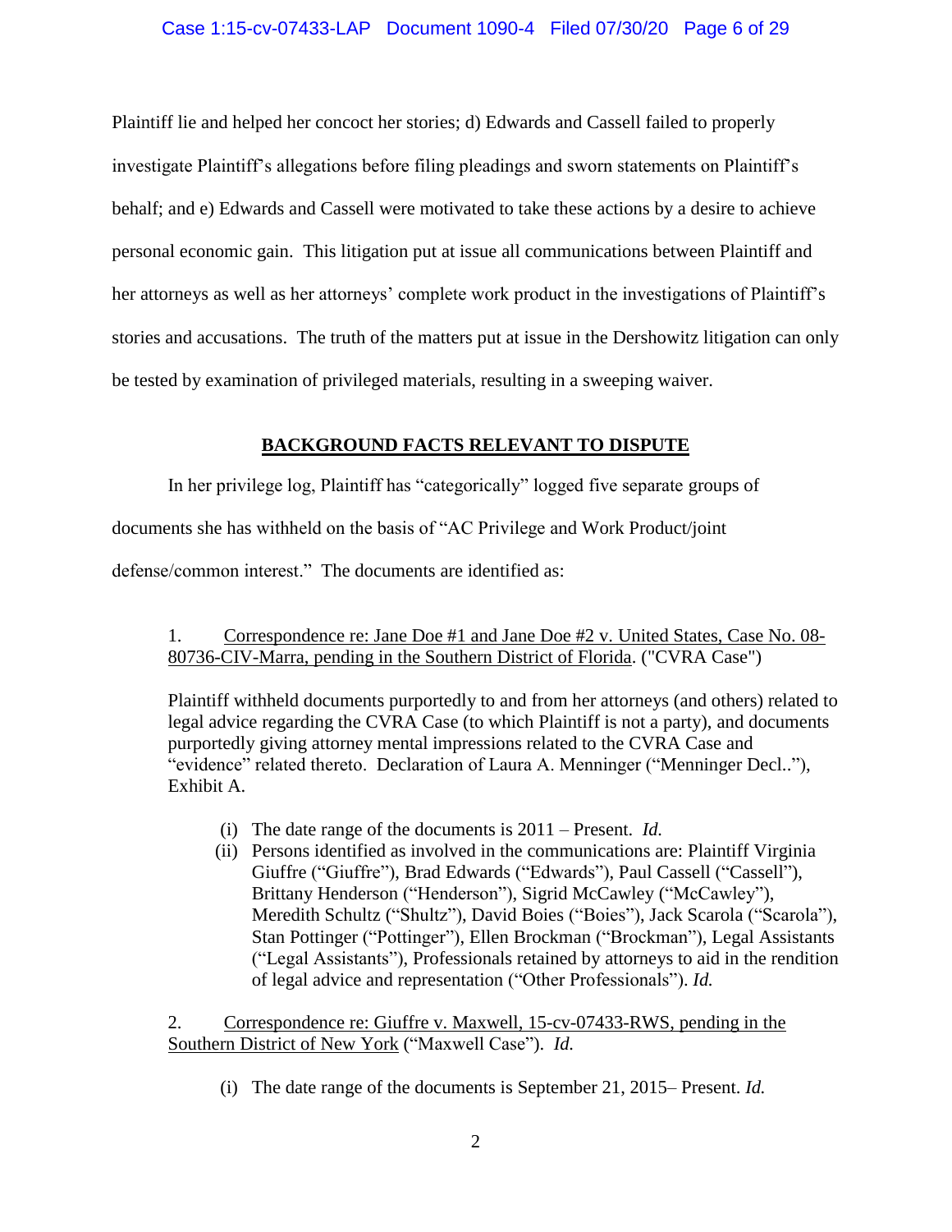Plaintiff lie and helped her concoct her stories; d) Edwards and Cassell failed to properly investigate Plaintiff's allegations before filing pleadings and sworn statements on Plaintiff's behalf; and e) Edwards and Cassell were motivated to take these actions by a desire to achieve personal economic gain. This litigation put at issue all communications between Plaintiff and her attorneys as well as her attorneys' complete work product in the investigations of Plaintiff's stories and accusations. The truth of the matters put at issue in the Dershowitz litigation can only be tested by examination of privileged materials, resulting in a sweeping waiver.

## BACKGROUND FACTS RELEVANT TO DISPUTE

In her privilege log, Plaintiff has "categorically" logged five separate groups of documents she has withheld on the basis of "AC Privilege and Work Product/joint defense/common interest." The documents are identified as:

> 1. Correspondence re: Jane Doe #1 and Jane Doe #2 v. United States, Case No. 08-80736-CIV-Marra, pending in the Southern District of Florida. ("CVRA Case")
>
> Plaintiff withheld documents purportedly to and from her attorneys (and others) related to legal advice regarding the CVRA Case (to which Plaintiff is not a party), and documents purportedly giving attorney mental impressions related to the CVRA Case and "evidence" related thereto. Declaration of Laura A. Menninger ("Menninger Decl.."), Exhibit A.
>
> (i) The date range of the documents is 2011 – Present. *Id.*
>
> (ii) Persons identified as involved in the communications are: Plaintiff Virginia Giuffre ("Giuffre"), Brad Edwards ("Edwards"), Paul Cassell ("Cassell"), Brittany Henderson ("Henderson"), Sigrid McCawley ("McCawley"), Meredith Schultz ("Shultz"), David Boies ("Boies"), Jack Scarola ("Scarola"), Stan Pottinger ("Pottinger"), Ellen Brockman ("Brockman"), Legal Assistants ("Legal Assistants"), Professionals retained by attorneys to aid in the rendition of legal advice and representation ("Other Professionals"). *Id.*
>
> 2. Correspondence re: Giuffre v. Maxwell, 15-cv-07433-RWS, pending in the Southern District of New York ("Maxwell Case"). *Id.*
>
> (i) The date range of the documents is September 21, 2015– Present. *Id.*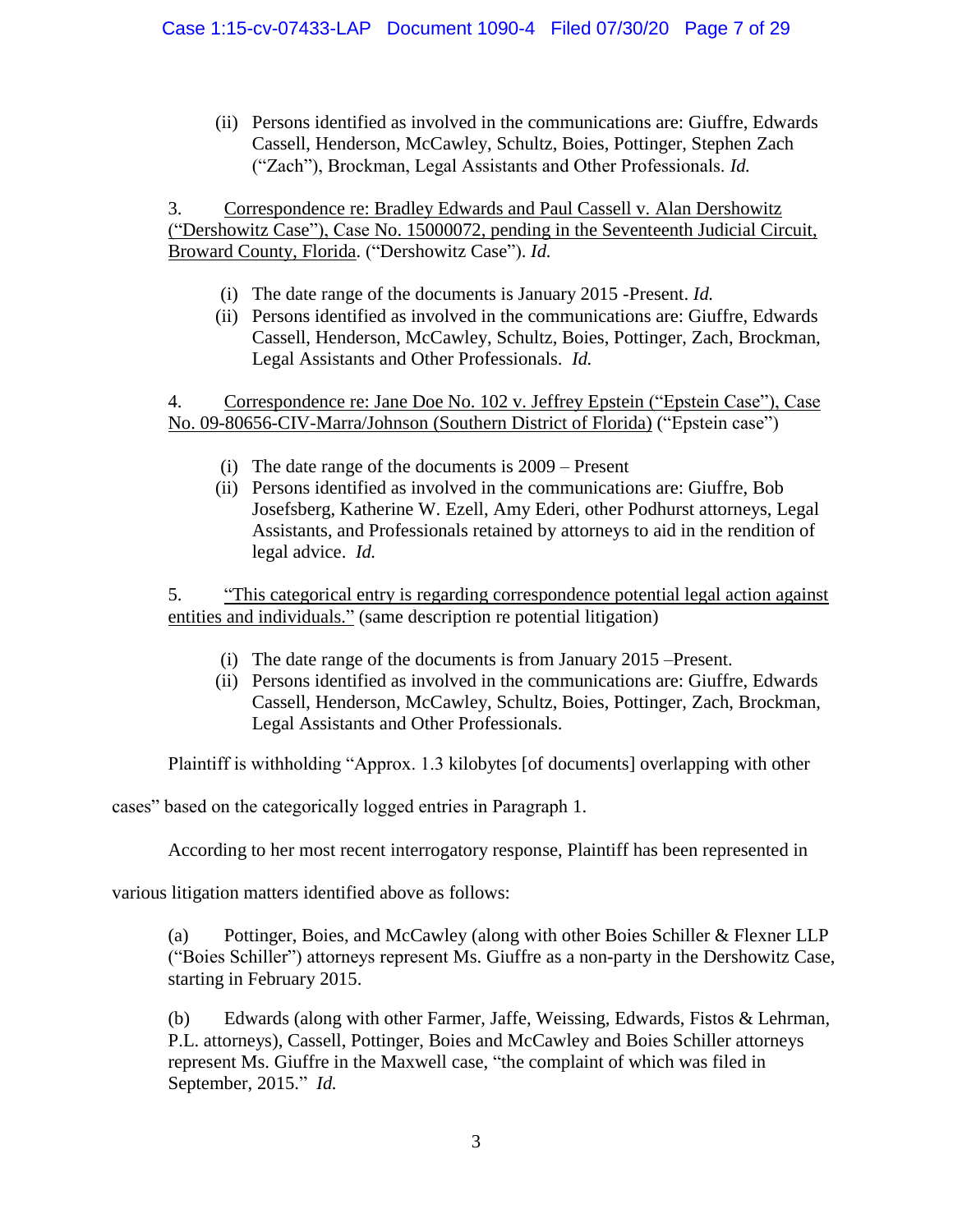(ii) Persons identified as involved in the communications are: Giuffre, Edwards Cassell, Henderson, McCawley, Schultz, Boies, Pottinger, Stephen Zach ("Zach"), Brockman, Legal Assistants and Other Professionals. *Id.*

3. <u>Correspondence re: Bradley Edwards and Paul Cassell v. Alan Dershowitz ("Dershowitz Case"), Case No. 15000072, pending in the Seventeenth Judicial Circuit, Broward County, Florida</u>. ("Dershowitz Case"). *Id.*

(i) The date range of the documents is January 2015 -Present. *Id.*

(ii) Persons identified as involved in the communications are: Giuffre, Edwards Cassell, Henderson, McCawley, Schultz, Boies, Pottinger, Zach, Brockman, Legal Assistants and Other Professionals. *Id.*

4. <u>Correspondence re: Jane Doe No. 102 v. Jeffrey Epstein ("Epstein Case"), Case No. 09-80656-CIV-Marra/Johnson (Southern District of Florida)</u> ("Epstein case")

(i) The date range of the documents is 2009 – Present

(ii) Persons identified as involved in the communications are: Giuffre, Bob Josefsberg, Katherine W. Ezell, Amy Ederi, other Podhurst attorneys, Legal Assistants, and Professionals retained by attorneys to aid in the rendition of legal advice. *Id.*

5. <u>"This categorical entry is regarding correspondence potential legal action against entities and individuals."</u> (same description re potential litigation)

(i) The date range of the documents is from January 2015 –Present.

(ii) Persons identified as involved in the communications are: Giuffre, Edwards Cassell, Henderson, McCawley, Schultz, Boies, Pottinger, Zach, Brockman, Legal Assistants and Other Professionals.

Plaintiff is withholding "Approx. 1.3 kilobytes [of documents] overlapping with other cases" based on the categorically logged entries in Paragraph 1.

According to her most recent interrogatory response, Plaintiff has been represented in various litigation matters identified above as follows:

(a) Pottinger, Boies, and McCawley (along with other Boies Schiller & Flexner LLP ("Boies Schiller") attorneys represent Ms. Giuffre as a non-party in the Dershowitz Case, starting in February 2015.

(b) Edwards (along with other Farmer, Jaffe, Weissing, Edwards, Fistos & Lehrman, P.L. attorneys), Cassell, Pottinger, Boies and McCawley and Boies Schiller attorneys represent Ms. Giuffre in the Maxwell case, "the complaint of which was filed in September, 2015." *Id.*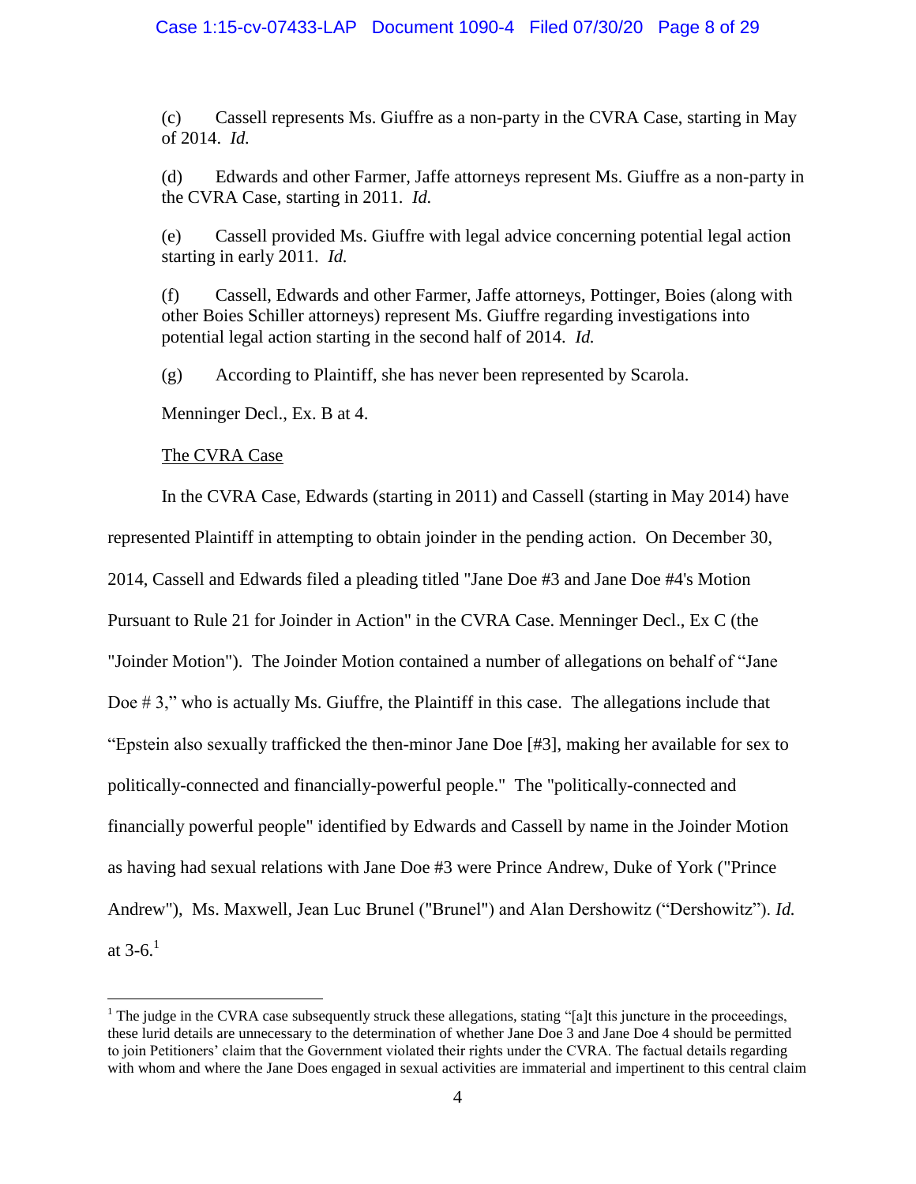(c) Cassell represents Ms. Giuffre as a non-party in the CVRA Case, starting in May of 2014. *Id.*

(d) Edwards and other Farmer, Jaffe attorneys represent Ms. Giuffre as a non-party in the CVRA Case, starting in 2011. *Id.*

(e) Cassell provided Ms. Giuffre with legal advice concerning potential legal action starting in early 2011. *Id.*

(f) Cassell, Edwards and other Farmer, Jaffe attorneys, Pottinger, Boies (along with other Boies Schiller attorneys) represent Ms. Giuffre regarding investigations into potential legal action starting in the second half of 2014. *Id.*

(g) According to Plaintiff, she has never been represented by Scarola.

Menninger Decl., Ex. B at 4.

<u>The CVRA Case</u>

In the CVRA Case, Edwards (starting in 2011) and Cassell (starting in May 2014) have represented Plaintiff in attempting to obtain joinder in the pending action. On December 30, 2014, Cassell and Edwards filed a pleading titled "Jane Doe #3 and Jane Doe #4's Motion Pursuant to Rule 21 for Joinder in Action" in the CVRA Case. Menninger Decl., Ex C (the "Joinder Motion"). The Joinder Motion contained a number of allegations on behalf of "Jane Doe # 3," who is actually Ms. Giuffre, the Plaintiff in this case. The allegations include that "Epstein also sexually trafficked the then-minor Jane Doe [#3], making her available for sex to politically-connected and financially-powerful people." The "politically-connected and financially powerful people" identified by Edwards and Cassell by name in the Joinder Motion as having had sexual relations with Jane Doe #3 were Prince Andrew, Duke of York ("Prince Andrew"), Ms. Maxwell, Jean Luc Brunel ("Brunel") and Alan Dershowitz ("Dershowitz"). *Id.* at 3-6.[1]

---

[1] The judge in the CVRA case subsequently struck these allegations, stating "[a]t this juncture in the proceedings, these lurid details are unnecessary to the determination of whether Jane Doe 3 and Jane Doe 4 should be permitted to join Petitioners' claim that the Government violated their rights under the CVRA. The factual details regarding with whom and where the Jane Does engaged in sexual activities are immaterial and impertinent to this central claim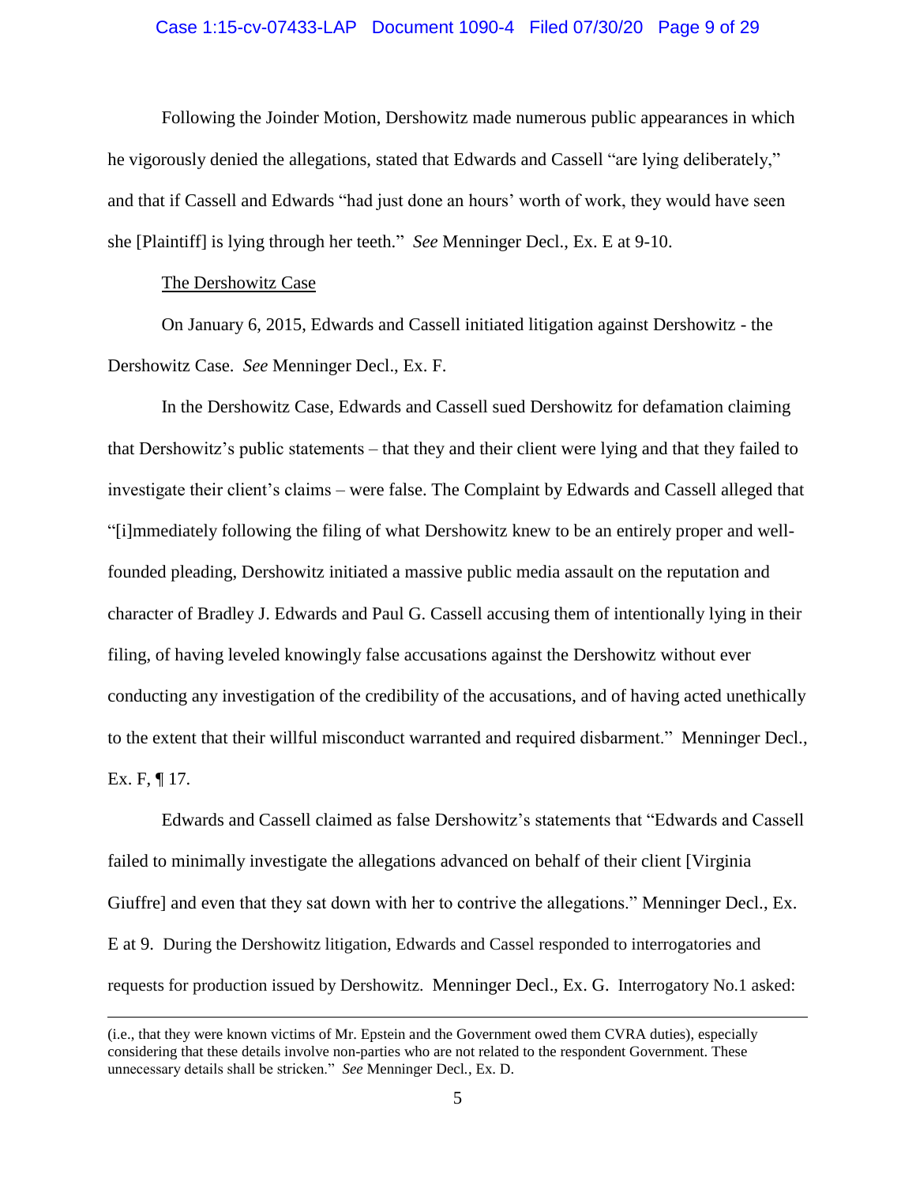Following the Joinder Motion, Dershowitz made numerous public appearances in which he vigorously denied the allegations, stated that Edwards and Cassell "are lying deliberately," and that if Cassell and Edwards "had just done an hours' worth of work, they would have seen she [Plaintiff] is lying through her teeth." *See* Menninger Decl., Ex. E at 9-10.

<u>The Dershowitz Case</u>

On January 6, 2015, Edwards and Cassell initiated litigation against Dershowitz - the Dershowitz Case. *See* Menninger Decl., Ex. F.

In the Dershowitz Case, Edwards and Cassell sued Dershowitz for defamation claiming that Dershowitz's public statements – that they and their client were lying and that they failed to investigate their client's claims – were false. The Complaint by Edwards and Cassell alleged that "[i]mmediately following the filing of what Dershowitz knew to be an entirely proper and well-founded pleading, Dershowitz initiated a massive public media assault on the reputation and character of Bradley J. Edwards and Paul G. Cassell accusing them of intentionally lying in their filing, of having leveled knowingly false accusations against the Dershowitz without ever conducting any investigation of the credibility of the accusations, and of having acted unethically to the extent that their willful misconduct warranted and required disbarment." Menninger Decl., Ex. F, ¶ 17.

Edwards and Cassell claimed as false Dershowitz's statements that "Edwards and Cassell failed to minimally investigate the allegations advanced on behalf of their client [Virginia Giuffre] and even that they sat down with her to contrive the allegations." Menninger Decl., Ex. E at 9. During the Dershowitz litigation, Edwards and Cassel responded to interrogatories and requests for production issued by Dershowitz. Menninger Decl., Ex. G. Interrogatory No.1 asked:

---

(i.e., that they were known victims of Mr. Epstein and the Government owed them CVRA duties), especially considering that these details involve non-parties who are not related to the respondent Government. These unnecessary details shall be stricken." *See* Menninger Decl., Ex. D.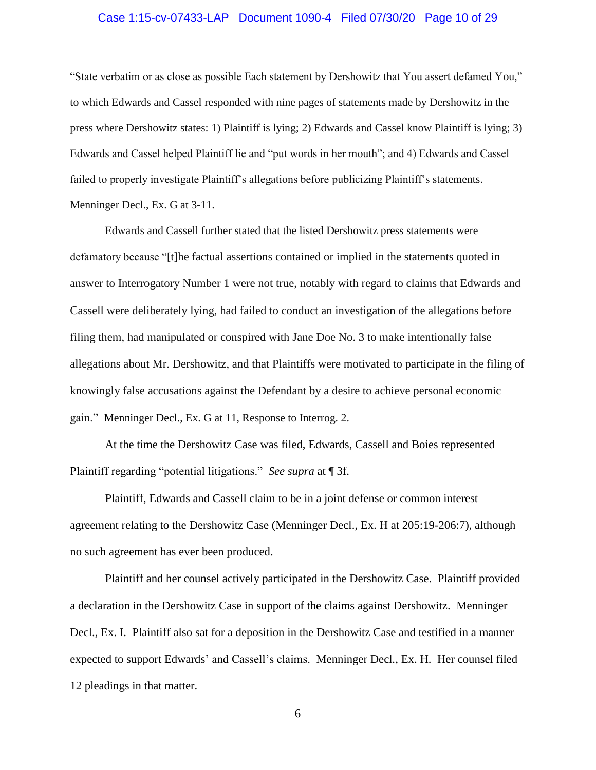"State verbatim or as close as possible Each statement by Dershowitz that You assert defamed You," to which Edwards and Cassel responded with nine pages of statements made by Dershowitz in the press where Dershowitz states: 1) Plaintiff is lying; 2) Edwards and Cassel know Plaintiff is lying; 3) Edwards and Cassel helped Plaintiff lie and "put words in her mouth"; and 4) Edwards and Cassel failed to properly investigate Plaintiff's allegations before publicizing Plaintiff's statements. Menninger Decl., Ex. G at 3-11.

Edwards and Cassell further stated that the listed Dershowitz press statements were defamatory because "[t]he factual assertions contained or implied in the statements quoted in answer to Interrogatory Number 1 were not true, notably with regard to claims that Edwards and Cassell were deliberately lying, had failed to conduct an investigation of the allegations before filing them, had manipulated or conspired with Jane Doe No. 3 to make intentionally false allegations about Mr. Dershowitz, and that Plaintiffs were motivated to participate in the filing of knowingly false accusations against the Defendant by a desire to achieve personal economic gain." Menninger Decl., Ex. G at 11, Response to Interrog. 2.

At the time the Dershowitz Case was filed, Edwards, Cassell and Boies represented Plaintiff regarding "potential litigations." *See supra* at ¶ 3f.

Plaintiff, Edwards and Cassell claim to be in a joint defense or common interest agreement relating to the Dershowitz Case (Menninger Decl., Ex. H at 205:19-206:7), although no such agreement has ever been produced.

Plaintiff and her counsel actively participated in the Dershowitz Case. Plaintiff provided a declaration in the Dershowitz Case in support of the claims against Dershowitz. Menninger Decl., Ex. I. Plaintiff also sat for a deposition in the Dershowitz Case and testified in a manner expected to support Edwards' and Cassell's claims. Menninger Decl., Ex. H. Her counsel filed 12 pleadings in that matter.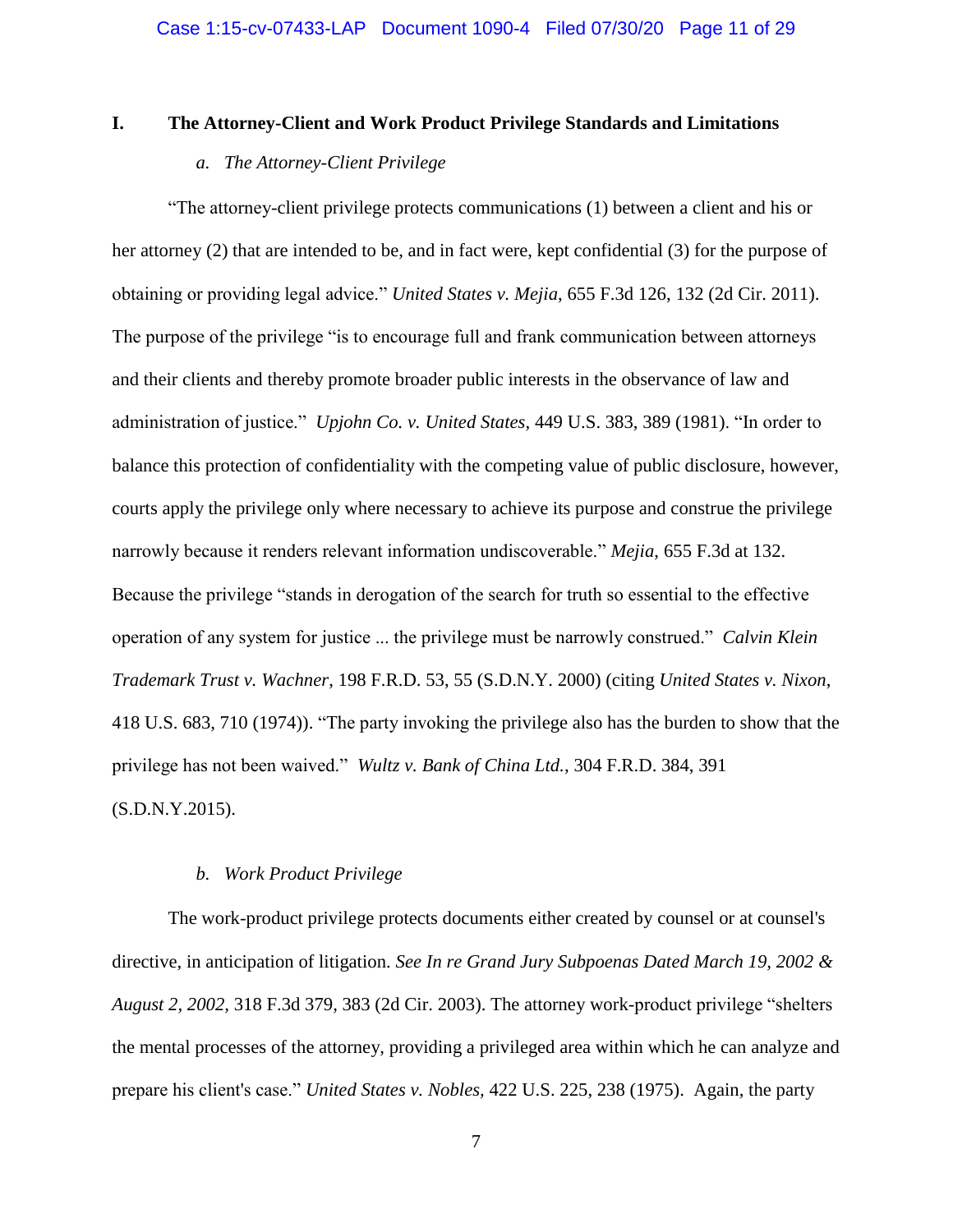## I. The Attorney-Client and Work Product Privilege Standards and Limitations

### *a. The Attorney-Client Privilege*

"The attorney-client privilege protects communications (1) between a client and his or her attorney (2) that are intended to be, and in fact were, kept confidential (3) for the purpose of obtaining or providing legal advice." *United States v. Mejia*, 655 F.3d 126, 132 (2d Cir. 2011). The purpose of the privilege "is to encourage full and frank communication between attorneys and their clients and thereby promote broader public interests in the observance of law and administration of justice." *Upjohn Co. v. United States*, 449 U.S. 383, 389 (1981). "In order to balance this protection of confidentiality with the competing value of public disclosure, however, courts apply the privilege only where necessary to achieve its purpose and construe the privilege narrowly because it renders relevant information undiscoverable." *Mejia*, 655 F.3d at 132. Because the privilege "stands in derogation of the search for truth so essential to the effective operation of any system for justice ... the privilege must be narrowly construed." *Calvin Klein Trademark Trust v. Wachner*, 198 F.R.D. 53, 55 (S.D.N.Y. 2000) (citing *United States v. Nixon*, 418 U.S. 683, 710 (1974)). "The party invoking the privilege also has the burden to show that the privilege has not been waived." *Wultz v. Bank of China Ltd.*, 304 F.R.D. 384, 391 (S.D.N.Y.2015).

### *b. Work Product Privilege*

The work-product privilege protects documents either created by counsel or at counsel's directive, in anticipation of litigation. *See In re Grand Jury Subpoenas Dated March 19, 2002 & August 2, 2002*, 318 F.3d 379, 383 (2d Cir. 2003). The attorney work-product privilege "shelters the mental processes of the attorney, providing a privileged area within which he can analyze and prepare his client's case." *United States v. Nobles*, 422 U.S. 225, 238 (1975). Again, the party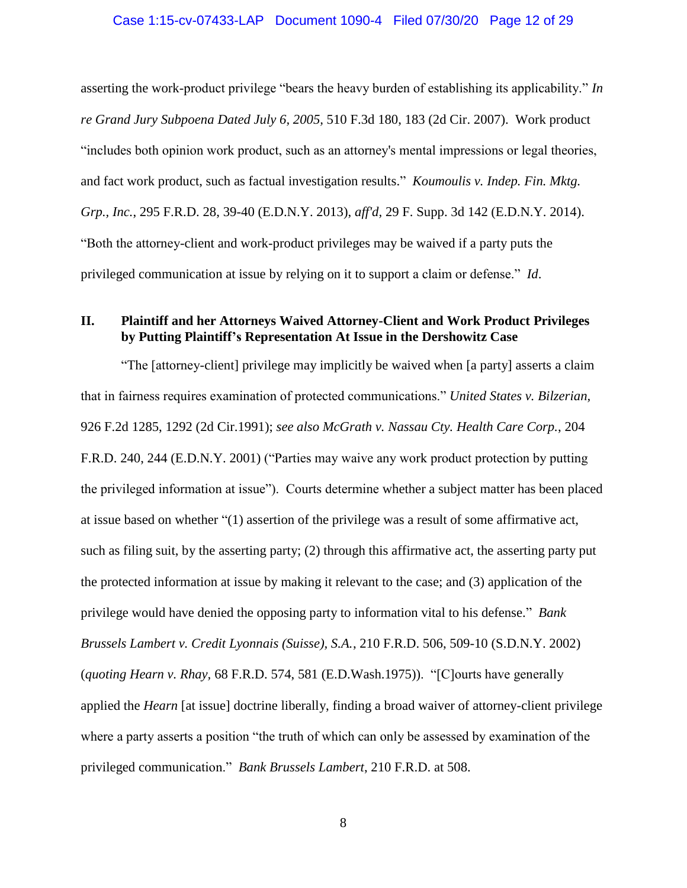asserting the work-product privilege "bears the heavy burden of establishing its applicability." *In re Grand Jury Subpoena Dated July 6, 2005,* 510 F.3d 180, 183 (2d Cir. 2007). Work product "includes both opinion work product, such as an attorney's mental impressions or legal theories, and fact work product, such as factual investigation results." *Koumoulis v. Indep. Fin. Mktg. Grp., Inc.*, 295 F.R.D. 28, 39-40 (E.D.N.Y. 2013), *aff'd*, 29 F. Supp. 3d 142 (E.D.N.Y. 2014). "Both the attorney-client and work-product privileges may be waived if a party puts the privileged communication at issue by relying on it to support a claim or defense." *Id*.

## II. Plaintiff and her Attorneys Waived Attorney-Client and Work Product Privileges by Putting Plaintiff's Representation At Issue in the Dershowitz Case

"The [attorney-client] privilege may implicitly be waived when [a party] asserts a claim that in fairness requires examination of protected communications." *United States v. Bilzerian*, 926 F.2d 1285, 1292 (2d Cir.1991); *see also McGrath v. Nassau Cty. Health Care Corp.*, 204 F.R.D. 240, 244 (E.D.N.Y. 2001) ("Parties may waive any work product protection by putting the privileged information at issue"). Courts determine whether a subject matter has been placed at issue based on whether "(1) assertion of the privilege was a result of some affirmative act, such as filing suit, by the asserting party; (2) through this affirmative act, the asserting party put the protected information at issue by making it relevant to the case; and (3) application of the privilege would have denied the opposing party to information vital to his defense." *Bank Brussels Lambert v. Credit Lyonnais (Suisse), S.A.*, 210 F.R.D. 506, 509-10 (S.D.N.Y. 2002) (*quoting Hearn v. Rhay*, 68 F.R.D. 574, 581 (E.D.Wash.1975)). "[C]ourts have generally applied the *Hearn* [at issue] doctrine liberally, finding a broad waiver of attorney-client privilege where a party asserts a position "the truth of which can only be assessed by examination of the privileged communication." *Bank Brussels Lambert*, 210 F.R.D. at 508.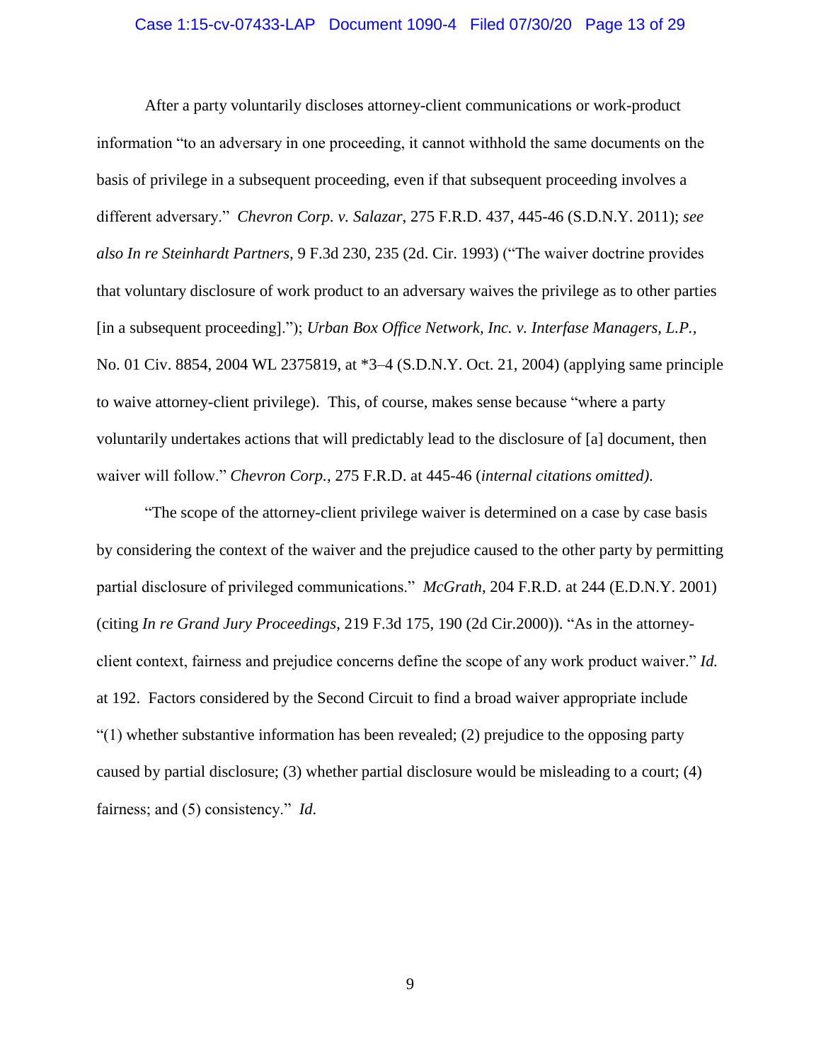After a party voluntarily discloses attorney-client communications or work-product information "to an adversary in one proceeding, it cannot withhold the same documents on the basis of privilege in a subsequent proceeding, even if that subsequent proceeding involves a different adversary." *Chevron Corp. v. Salazar*, 275 F.R.D. 437, 445-46 (S.D.N.Y. 2011); *see also In re Steinhardt Partners*, 9 F.3d 230, 235 (2d. Cir. 1993) ("The waiver doctrine provides that voluntary disclosure of work product to an adversary waives the privilege as to other parties [in a subsequent proceeding]."); *Urban Box Office Network, Inc. v. Interfase Managers, L.P.*, No. 01 Civ. 8854, 2004 WL 2375819, at *3–4 (S.D.N.Y. Oct. 21, 2004) (applying same principle to waive attorney-client privilege). This, of course, makes sense because "where a party voluntarily undertakes actions that will predictably lead to the disclosure of [a] document, then waiver will follow." *Chevron Corp.*, 275 F.R.D. at 445-46 (*internal citations omitted).*

"The scope of the attorney-client privilege waiver is determined on a case by case basis by considering the context of the waiver and the prejudice caused to the other party by permitting partial disclosure of privileged communications." *McGrath*, 204 F.R.D. at 244 (E.D.N.Y. 2001) (citing *In re Grand Jury Proceedings*, 219 F.3d 175, 190 (2d Cir.2000)). "As in the attorney-client context, fairness and prejudice concerns define the scope of any work product waiver." *Id.* at 192. Factors considered by the Second Circuit to find a broad waiver appropriate include "(1) whether substantive information has been revealed; (2) prejudice to the opposing party caused by partial disclosure; (3) whether partial disclosure would be misleading to a court; (4) fairness; and (5) consistency." *Id*.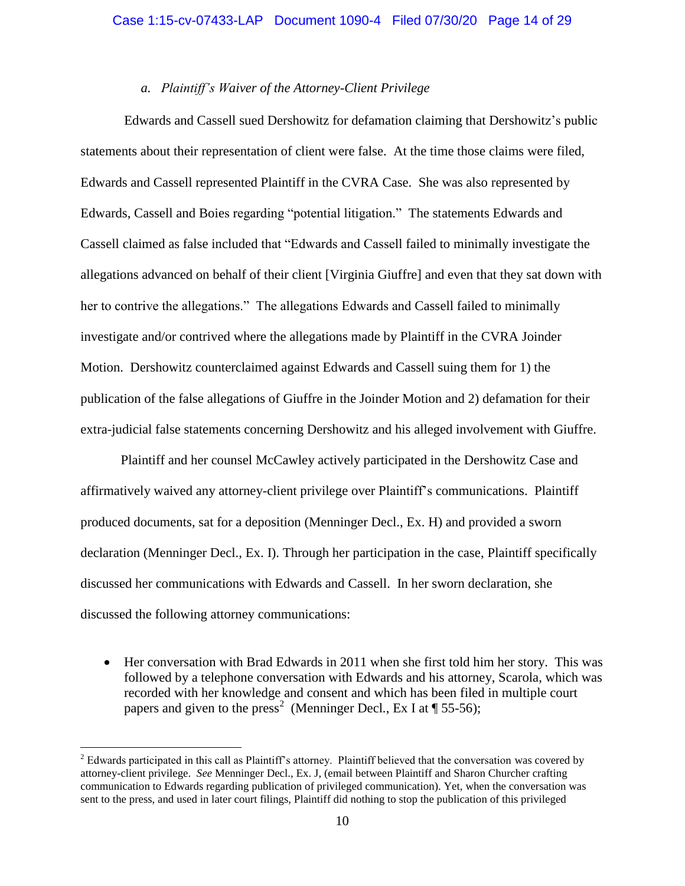*a. Plaintiff's Waiver of the Attorney-Client Privilege*

Edwards and Cassell sued Dershowitz for defamation claiming that Dershowitz's public statements about their representation of client were false. At the time those claims were filed, Edwards and Cassell represented Plaintiff in the CVRA Case. She was also represented by Edwards, Cassell and Boies regarding "potential litigation." The statements Edwards and Cassell claimed as false included that "Edwards and Cassell failed to minimally investigate the allegations advanced on behalf of their client [Virginia Giuffre] and even that they sat down with her to contrive the allegations." The allegations Edwards and Cassell failed to minimally investigate and/or contrived where the allegations made by Plaintiff in the CVRA Joinder Motion. Dershowitz counterclaimed against Edwards and Cassell suing them for 1) the publication of the false allegations of Giuffre in the Joinder Motion and 2) defamation for their extra-judicial false statements concerning Dershowitz and his alleged involvement with Giuffre.

Plaintiff and her counsel McCawley actively participated in the Dershowitz Case and affirmatively waived any attorney-client privilege over Plaintiff's communications. Plaintiff produced documents, sat for a deposition (Menninger Decl., Ex. H) and provided a sworn declaration (Menninger Decl., Ex. I). Through her participation in the case, Plaintiff specifically discussed her communications with Edwards and Cassell. In her sworn declaration, she discussed the following attorney communications:

- Her conversation with Brad Edwards in 2011 when she first told him her story. This was followed by a telephone conversation with Edwards and his attorney, Scarola, which was recorded with her knowledge and consent and which has been filed in multiple court papers and given to the press[2] (Menninger Decl., Ex I at ¶ 55-56);

[2] Edwards participated in this call as Plaintiff's attorney. Plaintiff believed that the conversation was covered by attorney-client privilege. *See* Menninger Decl., Ex. J, (email between Plaintiff and Sharon Churcher crafting communication to Edwards regarding publication of privileged communication). Yet, when the conversation was sent to the press, and used in later court filings, Plaintiff did nothing to stop the publication of this privileged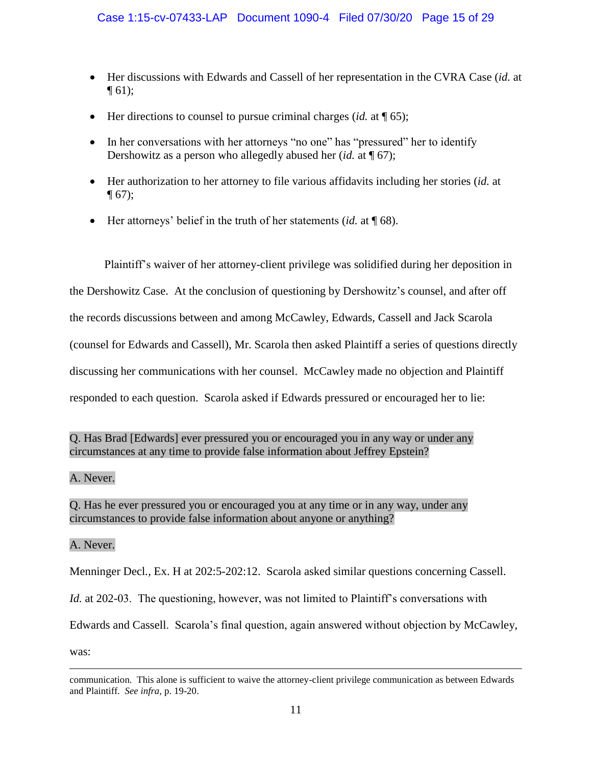- Her discussions with Edwards and Cassell of her representation in the CVRA Case (*id.* at ¶ 61);
- Her directions to counsel to pursue criminal charges (*id.* at ¶ 65);
- In her conversations with her attorneys "no one" has "pressured" her to identify Dershowitz as a person who allegedly abused her (*id.* at ¶ 67);
- Her authorization to her attorney to file various affidavits including her stories (*id.* at ¶ 67);
- Her attorneys' belief in the truth of her statements (*id.* at ¶ 68).

Plaintiff's waiver of her attorney-client privilege was solidified during her deposition in the Dershowitz Case. At the conclusion of questioning by Dershowitz's counsel, and after off the records discussions between and among McCawley, Edwards, Cassell and Jack Scarola (counsel for Edwards and Cassell), Mr. Scarola then asked Plaintiff a series of questions directly discussing her communications with her counsel. McCawley made no objection and Plaintiff responded to each question. Scarola asked if Edwards pressured or encouraged her to lie:

Q. Has Brad [Edwards] ever pressured you or encouraged you in any way or under any circumstances at any time to provide false information about Jeffrey Epstein?

A. Never.

Q. Has he ever pressured you or encouraged you at any time or in any way, under any circumstances to provide false information about anyone or anything?

A. Never.

Menninger Decl., Ex. H at 202:5-202:12. Scarola asked similar questions concerning Cassell. *Id.* at 202-03. The questioning, however, was not limited to Plaintiff's conversations with Edwards and Cassell. Scarola's final question, again answered without objection by McCawley, was:

---

communication. This alone is sufficient to waive the attorney-client privilege communication as between Edwards and Plaintiff. *See infra*, p. 19-20.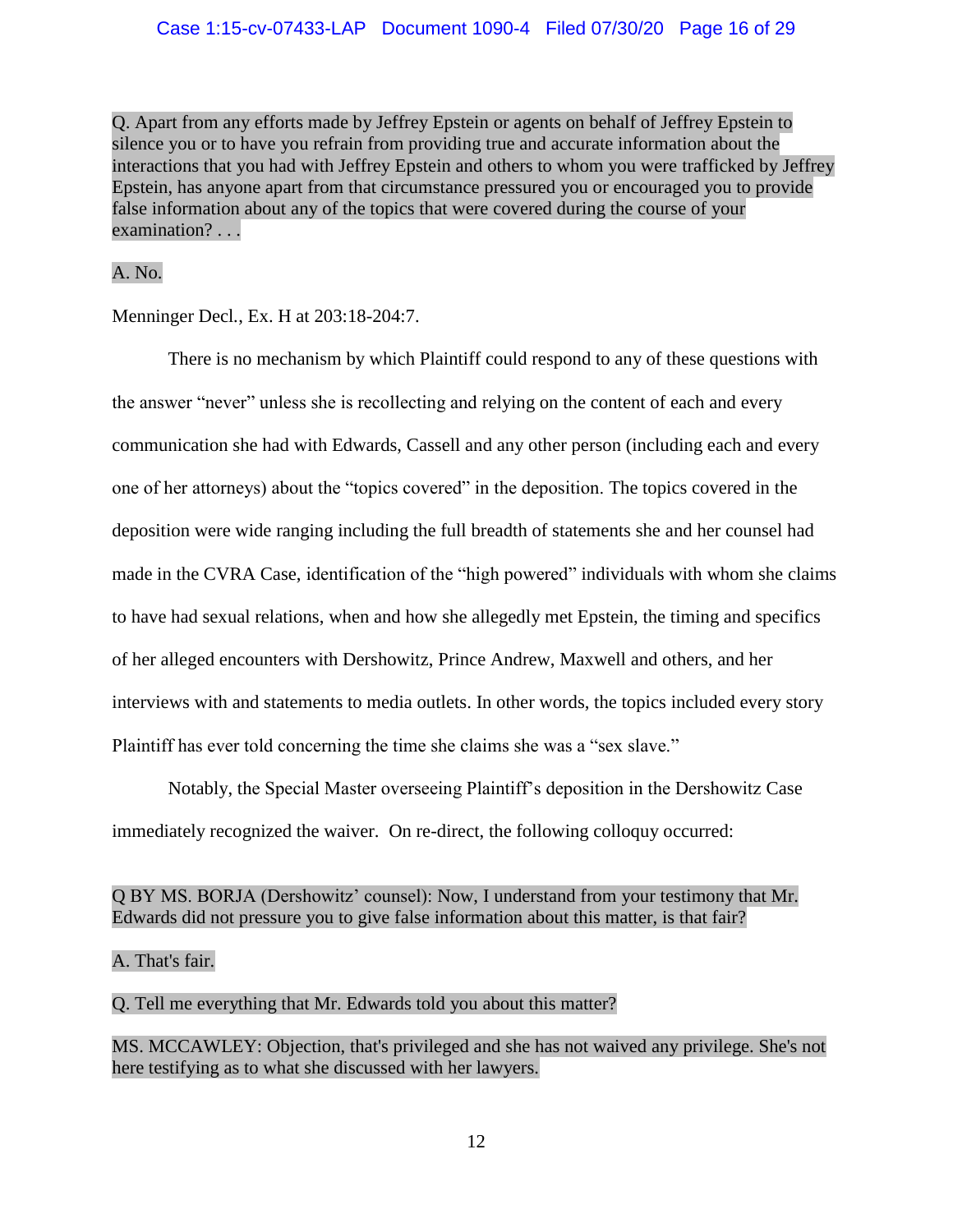Q. Apart from any efforts made by Jeffrey Epstein or agents on behalf of Jeffrey Epstein to silence you or to have you refrain from providing true and accurate information about the interactions that you had with Jeffrey Epstein and others to whom you were trafficked by Jeffrey Epstein, has anyone apart from that circumstance pressured you or encouraged you to provide false information about any of the topics that were covered during the course of your examination? . . .

A. No.

Menninger Decl., Ex. H at 203:18-204:7.

There is no mechanism by which Plaintiff could respond to any of these questions with the answer "never" unless she is recollecting and relying on the content of each and every communication she had with Edwards, Cassell and any other person (including each and every one of her attorneys) about the "topics covered" in the deposition. The topics covered in the deposition were wide ranging including the full breadth of statements she and her counsel had made in the CVRA Case, identification of the "high powered" individuals with whom she claims to have had sexual relations, when and how she allegedly met Epstein, the timing and specifics of her alleged encounters with Dershowitz, Prince Andrew, Maxwell and others, and her interviews with and statements to media outlets. In other words, the topics included every story Plaintiff has ever told concerning the time she claims she was a "sex slave."

Notably, the Special Master overseeing Plaintiff's deposition in the Dershowitz Case immediately recognized the waiver. On re-direct, the following colloquy occurred:

Q BY MS. BORJA (Dershowitz' counsel): Now, I understand from your testimony that Mr. Edwards did not pressure you to give false information about this matter, is that fair?

A. That's fair.

Q. Tell me everything that Mr. Edwards told you about this matter?

MS. MCCAWLEY: Objection, that's privileged and she has not waived any privilege. She's not here testifying as to what she discussed with her lawyers.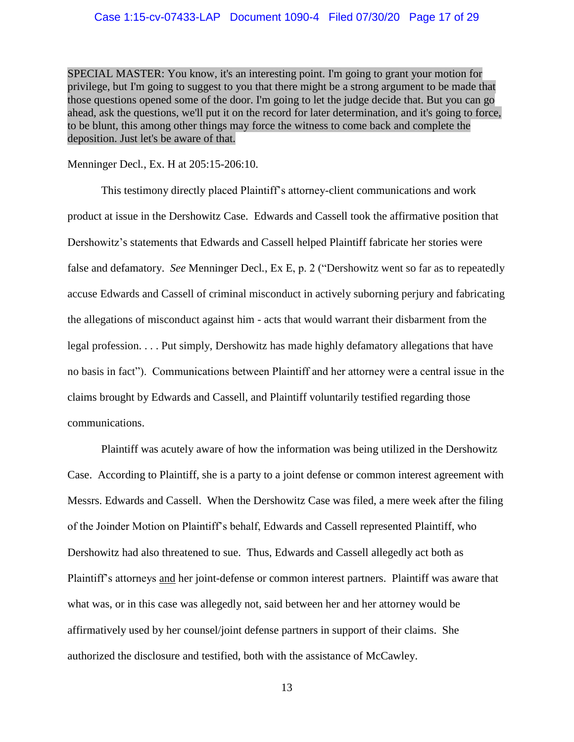SPECIAL MASTER: You know, it's an interesting point. I'm going to grant your motion for privilege, but I'm going to suggest to you that there might be a strong argument to be made that those questions opened some of the door. I'm going to let the judge decide that. But you can go ahead, ask the questions, we'll put it on the record for later determination, and it's going to force, to be blunt, this among other things may force the witness to come back and complete the deposition. Just let's be aware of that.

Menninger Decl., Ex. H at 205:15-206:10.

This testimony directly placed Plaintiff's attorney-client communications and work product at issue in the Dershowitz Case. Edwards and Cassell took the affirmative position that Dershowitz's statements that Edwards and Cassell helped Plaintiff fabricate her stories were false and defamatory. *See* Menninger Decl., Ex E, p. 2 ("Dershowitz went so far as to repeatedly accuse Edwards and Cassell of criminal misconduct in actively suborning perjury and fabricating the allegations of misconduct against him - acts that would warrant their disbarment from the legal profession. . . . Put simply, Dershowitz has made highly defamatory allegations that have no basis in fact"). Communications between Plaintiff and her attorney were a central issue in the claims brought by Edwards and Cassell, and Plaintiff voluntarily testified regarding those communications.

Plaintiff was acutely aware of how the information was being utilized in the Dershowitz Case. According to Plaintiff, she is a party to a joint defense or common interest agreement with Messrs. Edwards and Cassell. When the Dershowitz Case was filed, a mere week after the filing of the Joinder Motion on Plaintiff's behalf, Edwards and Cassell represented Plaintiff, who Dershowitz had also threatened to sue. Thus, Edwards and Cassell allegedly act both as Plaintiff's attorneys <u>and</u> her joint-defense or common interest partners. Plaintiff was aware that what was, or in this case was allegedly not, said between her and her attorney would be affirmatively used by her counsel/joint defense partners in support of their claims. She authorized the disclosure and testified, both with the assistance of McCawley.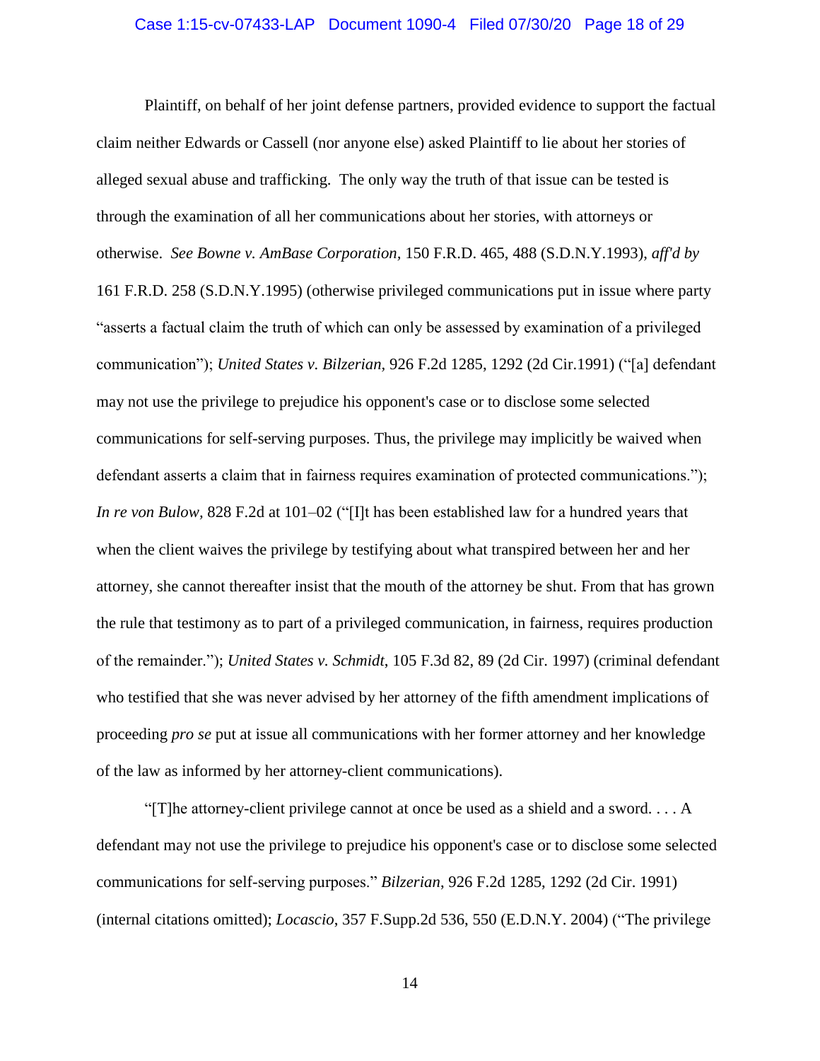Plaintiff, on behalf of her joint defense partners, provided evidence to support the factual claim neither Edwards or Cassell (nor anyone else) asked Plaintiff to lie about her stories of alleged sexual abuse and trafficking. The only way the truth of that issue can be tested is through the examination of all her communications about her stories, with attorneys or otherwise. *See Bowne v. AmBase Corporation*, 150 F.R.D. 465, 488 (S.D.N.Y.1993), *aff'd by* 161 F.R.D. 258 (S.D.N.Y.1995) (otherwise privileged communications put in issue where party "asserts a factual claim the truth of which can only be assessed by examination of a privileged communication"); *United States v. Bilzerian*, 926 F.2d 1285, 1292 (2d Cir.1991) ("[a] defendant may not use the privilege to prejudice his opponent's case or to disclose some selected communications for self-serving purposes. Thus, the privilege may implicitly be waived when defendant asserts a claim that in fairness requires examination of protected communications."); *In re von Bulow*, 828 F.2d at 101–02 ("[I]t has been established law for a hundred years that when the client waives the privilege by testifying about what transpired between her and her attorney, she cannot thereafter insist that the mouth of the attorney be shut. From that has grown the rule that testimony as to part of a privileged communication, in fairness, requires production of the remainder."); *United States v. Schmidt*, 105 F.3d 82, 89 (2d Cir. 1997) (criminal defendant who testified that she was never advised by her attorney of the fifth amendment implications of proceeding *pro se* put at issue all communications with her former attorney and her knowledge of the law as informed by her attorney-client communications).

"[T]he attorney-client privilege cannot at once be used as a shield and a sword. . . . A defendant may not use the privilege to prejudice his opponent's case or to disclose some selected communications for self-serving purposes." *Bilzerian*, 926 F.2d 1285, 1292 (2d Cir. 1991) (internal citations omitted); *Locascio*, 357 F.Supp.2d 536, 550 (E.D.N.Y. 2004) ("The privilege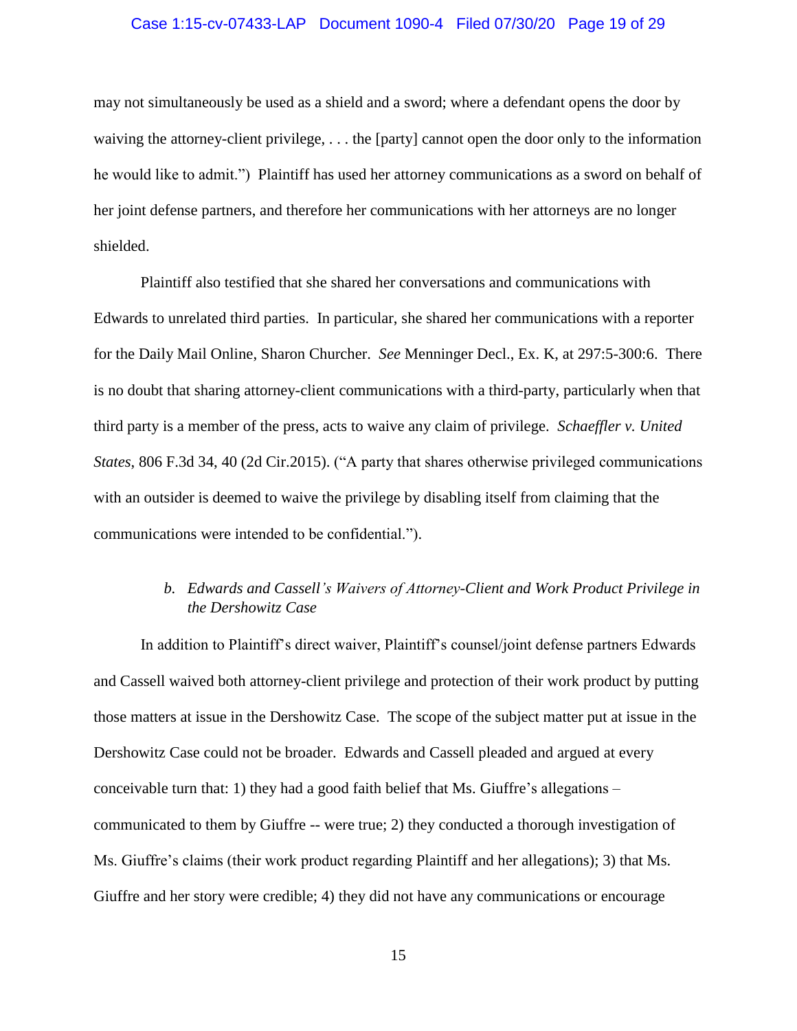may not simultaneously be used as a shield and a sword; where a defendant opens the door by waiving the attorney-client privilege, . . . the [party] cannot open the door only to the information he would like to admit.") Plaintiff has used her attorney communications as a sword on behalf of her joint defense partners, and therefore her communications with her attorneys are no longer shielded.

Plaintiff also testified that she shared her conversations and communications with Edwards to unrelated third parties. In particular, she shared her communications with a reporter for the Daily Mail Online, Sharon Churcher. *See* Menninger Decl., Ex. K, at 297:5-300:6. There is no doubt that sharing attorney-client communications with a third-party, particularly when that third party is a member of the press, acts to waive any claim of privilege. *Schaeffler v. United States*, 806 F.3d 34, 40 (2d Cir.2015). ("A party that shares otherwise privileged communications with an outsider is deemed to waive the privilege by disabling itself from claiming that the communications were intended to be confidential.").

### *b. Edwards and Cassell's Waivers of Attorney-Client and Work Product Privilege in the Dershowitz Case*

In addition to Plaintiff's direct waiver, Plaintiff's counsel/joint defense partners Edwards and Cassell waived both attorney-client privilege and protection of their work product by putting those matters at issue in the Dershowitz Case. The scope of the subject matter put at issue in the Dershowitz Case could not be broader. Edwards and Cassell pleaded and argued at every conceivable turn that: 1) they had a good faith belief that Ms. Giuffre's allegations – communicated to them by Giuffre -- were true; 2) they conducted a thorough investigation of Ms. Giuffre's claims (their work product regarding Plaintiff and her allegations); 3) that Ms. Giuffre and her story were credible; 4) they did not have any communications or encourage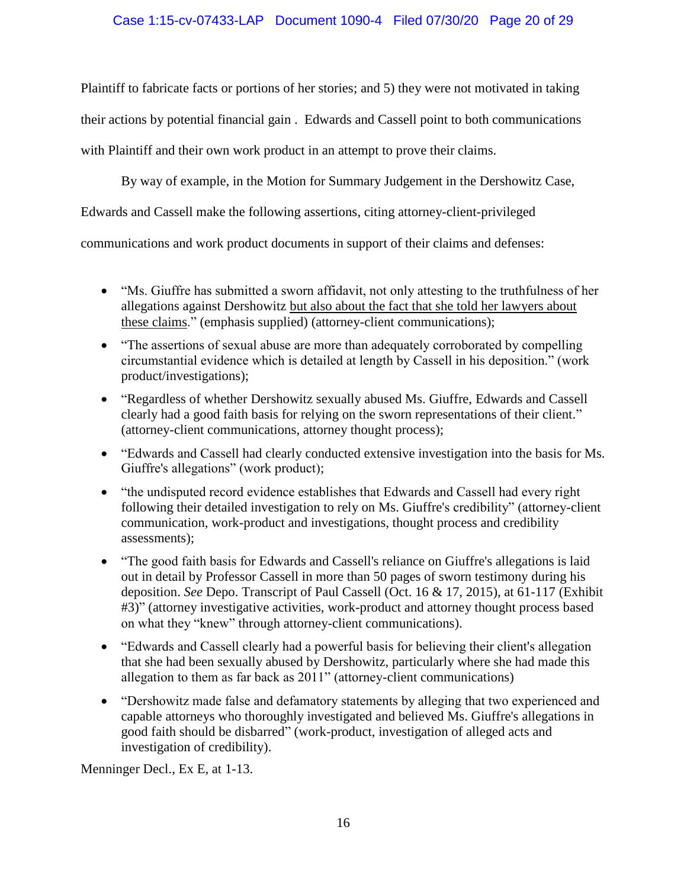Plaintiff to fabricate facts or portions of her stories; and 5) they were not motivated in taking their actions by potential financial gain . Edwards and Cassell point to both communications with Plaintiff and their own work product in an attempt to prove their claims.

By way of example, in the Motion for Summary Judgement in the Dershowitz Case, Edwards and Cassell make the following assertions, citing attorney-client-privileged communications and work product documents in support of their claims and defenses:

- "Ms. Giuffre has submitted a sworn affidavit, not only attesting to the truthfulness of her allegations against Dershowitz <u>but also about the fact that she told her lawyers about these claims</u>." (emphasis supplied) (attorney-client communications);
- "The assertions of sexual abuse are more than adequately corroborated by compelling circumstantial evidence which is detailed at length by Cassell in his deposition." (work product/investigations);
- "Regardless of whether Dershowitz sexually abused Ms. Giuffre, Edwards and Cassell clearly had a good faith basis for relying on the sworn representations of their client." (attorney-client communications, attorney thought process);
- "Edwards and Cassell had clearly conducted extensive investigation into the basis for Ms. Giuffre's allegations" (work product);
- "the undisputed record evidence establishes that Edwards and Cassell had every right following their detailed investigation to rely on Ms. Giuffre's credibility" (attorney-client communication, work-product and investigations, thought process and credibility assessments);
- "The good faith basis for Edwards and Cassell's reliance on Giuffre's allegations is laid out in detail by Professor Cassell in more than 50 pages of sworn testimony during his deposition. *See* Depo. Transcript of Paul Cassell (Oct. 16 & 17, 2015), at 61-117 (Exhibit #3)" (attorney investigative activities, work-product and attorney thought process based on what they "knew" through attorney-client communications).
- "Edwards and Cassell clearly had a powerful basis for believing their client's allegation that she had been sexually abused by Dershowitz, particularly where she had made this allegation to them as far back as 2011" (attorney-client communications)
- "Dershowitz made false and defamatory statements by alleging that two experienced and capable attorneys who thoroughly investigated and believed Ms. Giuffre's allegations in good faith should be disbarred" (work-product, investigation of alleged acts and investigation of credibility).

Menninger Decl., Ex E, at 1-13.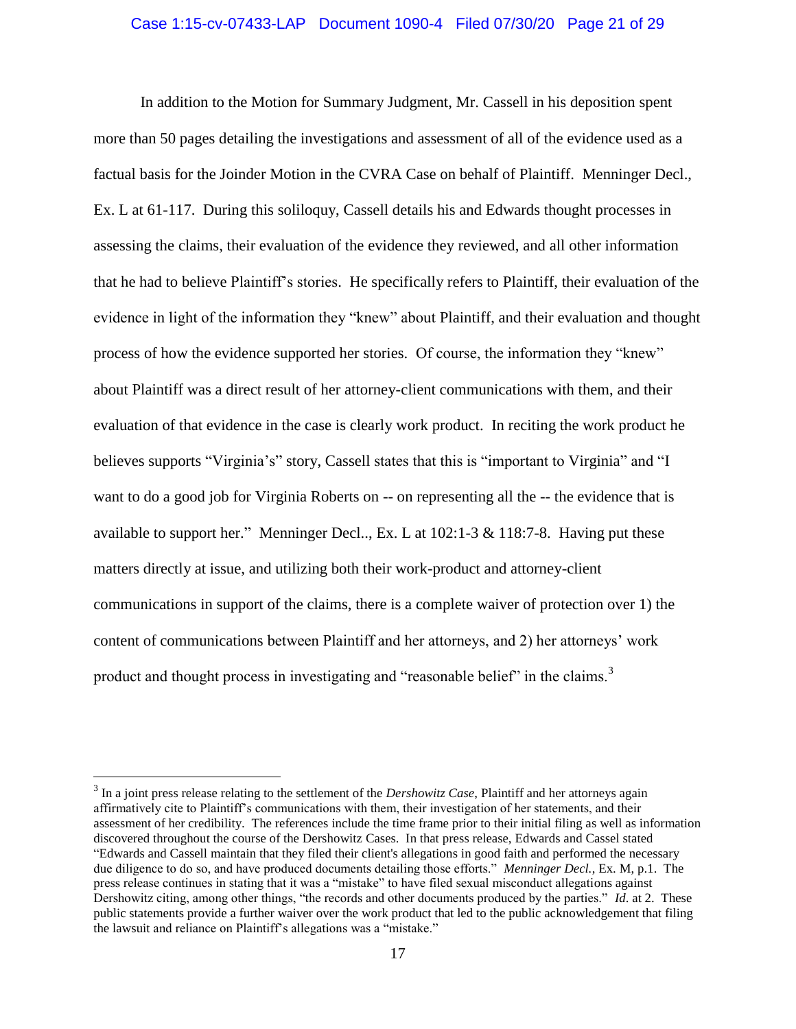In addition to the Motion for Summary Judgment, Mr. Cassell in his deposition spent more than 50 pages detailing the investigations and assessment of all of the evidence used as a factual basis for the Joinder Motion in the CVRA Case on behalf of Plaintiff. Menninger Decl., Ex. L at 61-117. During this soliloquy, Cassell details his and Edwards thought processes in assessing the claims, their evaluation of the evidence they reviewed, and all other information that he had to believe Plaintiff's stories. He specifically refers to Plaintiff, their evaluation of the evidence in light of the information they "knew" about Plaintiff, and their evaluation and thought process of how the evidence supported her stories. Of course, the information they "knew" about Plaintiff was a direct result of her attorney-client communications with them, and their evaluation of that evidence in the case is clearly work product. In reciting the work product he believes supports "Virginia's" story, Cassell states that this is "important to Virginia" and "I want to do a good job for Virginia Roberts on -- on representing all the -- the evidence that is available to support her." Menninger Decl.., Ex. L at 102:1-3 & 118:7-8. Having put these matters directly at issue, and utilizing both their work-product and attorney-client communications in support of the claims, there is a complete waiver of protection over 1) the content of communications between Plaintiff and her attorneys, and 2) her attorneys' work product and thought process in investigating and "reasonable belief" in the claims.[3]

---

[3] In a joint press release relating to the settlement of the *Dershowitz Case*, Plaintiff and her attorneys again affirmatively cite to Plaintiff's communications with them, their investigation of her statements, and their assessment of her credibility. The references include the time frame prior to their initial filing as well as information discovered throughout the course of the Dershowitz Cases. In that press release, Edwards and Cassel stated "Edwards and Cassell maintain that they filed their client's allegations in good faith and performed the necessary due diligence to do so, and have produced documents detailing those efforts." *Menninger Decl.,* Ex. M, p.1. The press release continues in stating that it was a "mistake" to have filed sexual misconduct allegations against Dershowitz citing, among other things, "the records and other documents produced by the parties." *Id.* at 2. These public statements provide a further waiver over the work product that led to the public acknowledgement that filing the lawsuit and reliance on Plaintiff's allegations was a "mistake."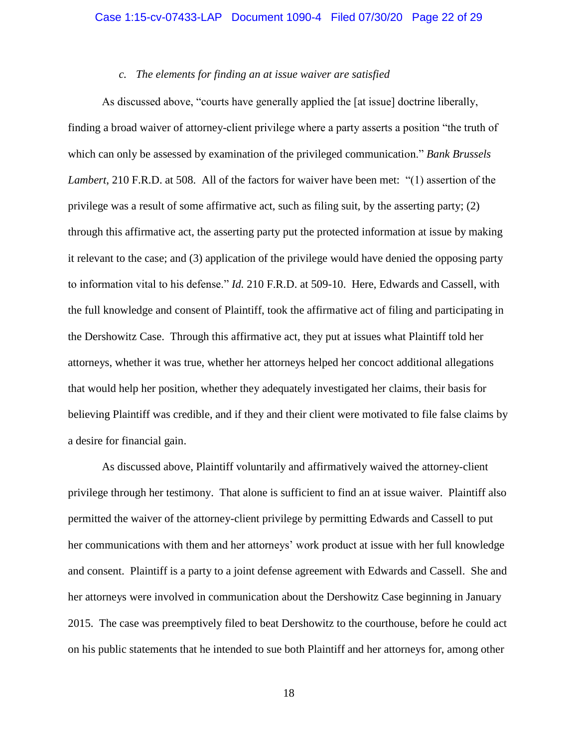### *c. The elements for finding an at issue waiver are satisfied*

As discussed above, "courts have generally applied the [at issue] doctrine liberally, finding a broad waiver of attorney-client privilege where a party asserts a position "the truth of which can only be assessed by examination of the privileged communication." *Bank Brussels Lambert*, 210 F.R.D. at 508. All of the factors for waiver have been met: "(1) assertion of the privilege was a result of some affirmative act, such as filing suit, by the asserting party; (2) through this affirmative act, the asserting party put the protected information at issue by making it relevant to the case; and (3) application of the privilege would have denied the opposing party to information vital to his defense." *Id.* 210 F.R.D. at 509-10. Here, Edwards and Cassell, with the full knowledge and consent of Plaintiff, took the affirmative act of filing and participating in the Dershowitz Case. Through this affirmative act, they put at issues what Plaintiff told her attorneys, whether it was true, whether her attorneys helped her concoct additional allegations that would help her position, whether they adequately investigated her claims, their basis for believing Plaintiff was credible, and if they and their client were motivated to file false claims by a desire for financial gain.

As discussed above, Plaintiff voluntarily and affirmatively waived the attorney-client privilege through her testimony. That alone is sufficient to find an at issue waiver. Plaintiff also permitted the waiver of the attorney-client privilege by permitting Edwards and Cassell to put her communications with them and her attorneys' work product at issue with her full knowledge and consent. Plaintiff is a party to a joint defense agreement with Edwards and Cassell. She and her attorneys were involved in communication about the Dershowitz Case beginning in January 2015. The case was preemptively filed to beat Dershowitz to the courthouse, before he could act on his public statements that he intended to sue both Plaintiff and her attorneys for, among other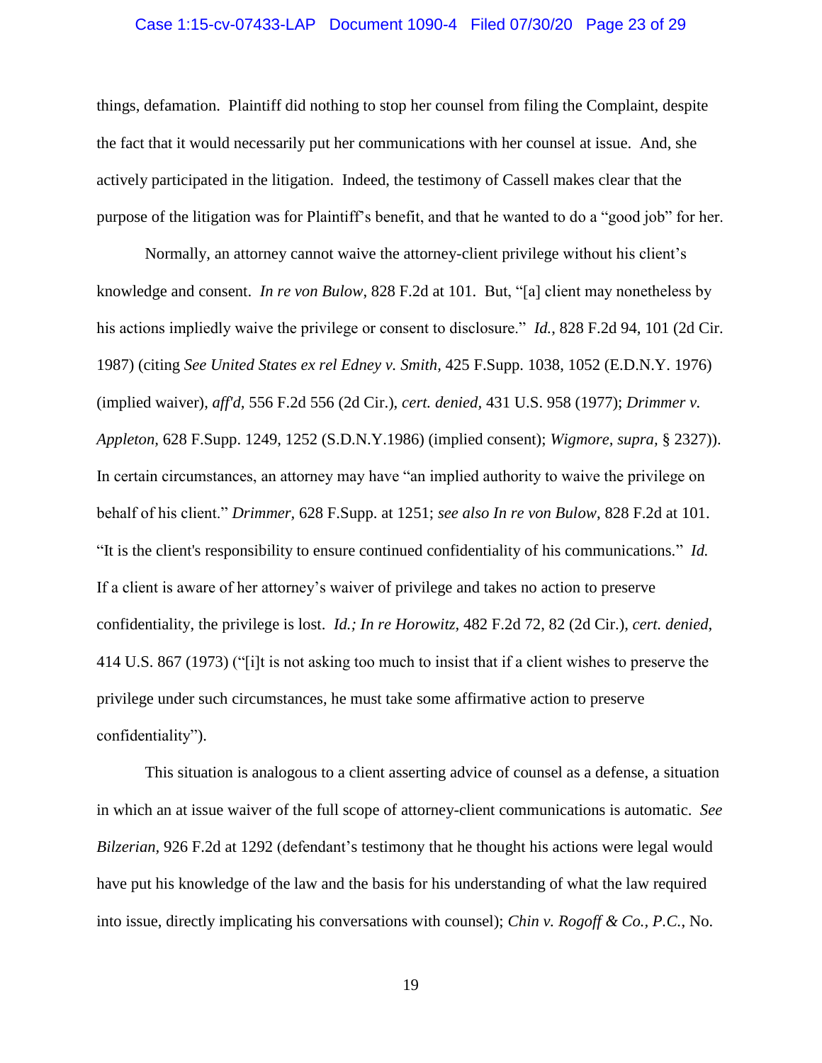things, defamation. Plaintiff did nothing to stop her counsel from filing the Complaint, despite the fact that it would necessarily put her communications with her counsel at issue. And, she actively participated in the litigation. Indeed, the testimony of Cassell makes clear that the purpose of the litigation was for Plaintiff's benefit, and that he wanted to do a "good job" for her.

Normally, an attorney cannot waive the attorney-client privilege without his client's knowledge and consent. *In re von Bulow*, 828 F.2d at 101. But, "[a] client may nonetheless by his actions impliedly waive the privilege or consent to disclosure." *Id.*, 828 F.2d 94, 101 (2d Cir. 1987) (citing *See United States ex rel Edney v. Smith,* 425 F.Supp. 1038, 1052 (E.D.N.Y. 1976) (implied waiver), *aff'd*, 556 F.2d 556 (2d Cir.), *cert. denied*, 431 U.S. 958 (1977); *Drimmer v. Appleton*, 628 F.Supp. 1249, 1252 (S.D.N.Y.1986) (implied consent); *Wigmore, supra*, § 2327)). In certain circumstances, an attorney may have "an implied authority to waive the privilege on behalf of his client." *Drimmer,* 628 F.Supp. at 1251; *see also In re von Bulow*, 828 F.2d at 101. "It is the client's responsibility to ensure continued confidentiality of his communications." *Id.* If a client is aware of her attorney's waiver of privilege and takes no action to preserve confidentiality, the privilege is lost. *Id.; In re Horowitz*, 482 F.2d 72, 82 (2d Cir.), *cert. denied*, 414 U.S. 867 (1973) ("[i]t is not asking too much to insist that if a client wishes to preserve the privilege under such circumstances, he must take some affirmative action to preserve confidentiality").

This situation is analogous to a client asserting advice of counsel as a defense, a situation in which an at issue waiver of the full scope of attorney-client communications is automatic. *See Bilzerian*, 926 F.2d at 1292 (defendant's testimony that he thought his actions were legal would have put his knowledge of the law and the basis for his understanding of what the law required into issue, directly implicating his conversations with counsel); *Chin v. Rogoff & Co., P.C.*, No.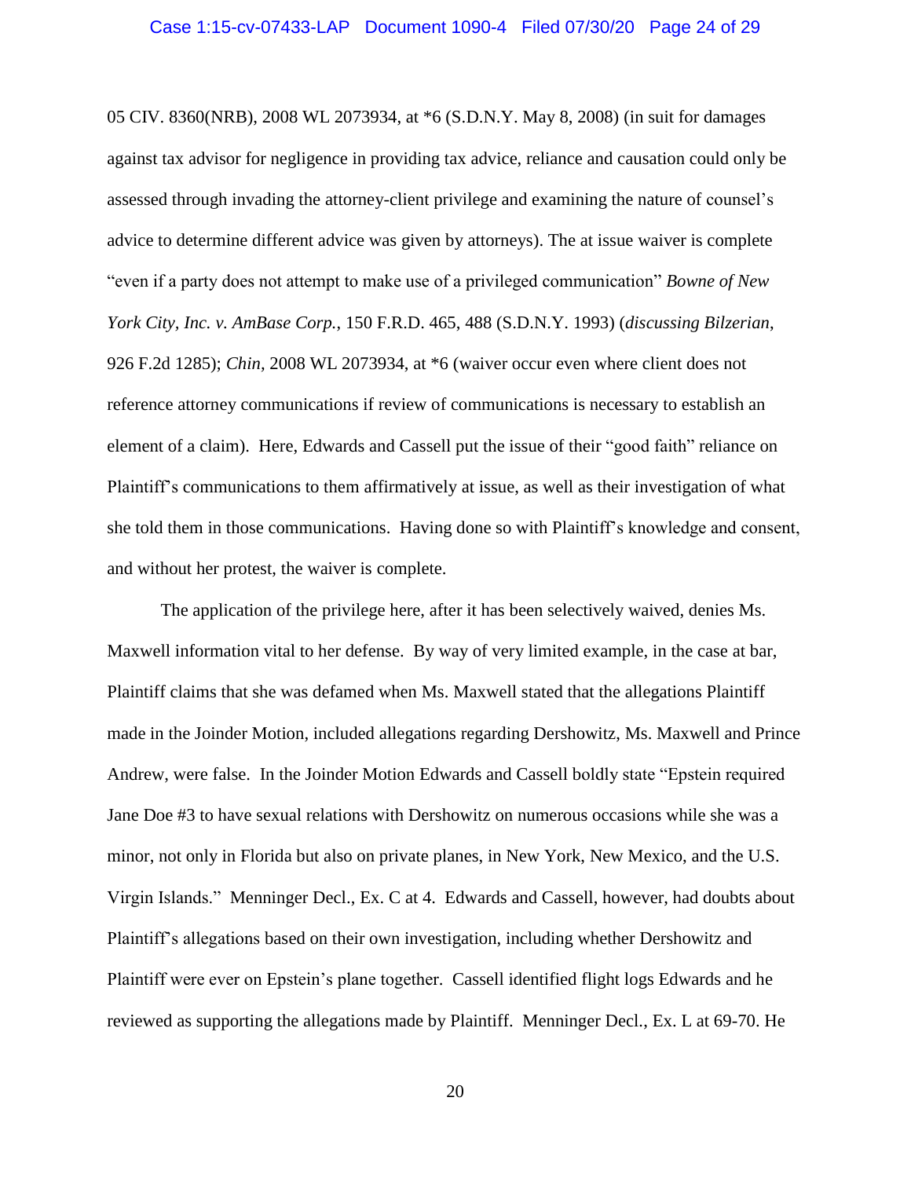05 CIV. 8360(NRB), 2008 WL 2073934, at *6 (S.D.N.Y. May 8, 2008) (in suit for damages against tax advisor for negligence in providing tax advice, reliance and causation could only be assessed through invading the attorney-client privilege and examining the nature of counsel's advice to determine different advice was given by attorneys). The at issue waiver is complete "even if a party does not attempt to make use of a privileged communication" *Bowne of New York City, Inc. v. AmBase Corp.*, 150 F.R.D. 465, 488 (S.D.N.Y. 1993) (*discussing Bilzerian*, 926 F.2d 1285); *Chin*, 2008 WL 2073934, at *6 (waiver occur even where client does not reference attorney communications if review of communications is necessary to establish an element of a claim). Here, Edwards and Cassell put the issue of their "good faith" reliance on Plaintiff's communications to them affirmatively at issue, as well as their investigation of what she told them in those communications. Having done so with Plaintiff's knowledge and consent, and without her protest, the waiver is complete.

The application of the privilege here, after it has been selectively waived, denies Ms. Maxwell information vital to her defense. By way of very limited example, in the case at bar, Plaintiff claims that she was defamed when Ms. Maxwell stated that the allegations Plaintiff made in the Joinder Motion, included allegations regarding Dershowitz, Ms. Maxwell and Prince Andrew, were false. In the Joinder Motion Edwards and Cassell boldly state "Epstein required Jane Doe #3 to have sexual relations with Dershowitz on numerous occasions while she was a minor, not only in Florida but also on private planes, in New York, New Mexico, and the U.S. Virgin Islands." Menninger Decl., Ex. C at 4. Edwards and Cassell, however, had doubts about Plaintiff's allegations based on their own investigation, including whether Dershowitz and Plaintiff were ever on Epstein's plane together. Cassell identified flight logs Edwards and he reviewed as supporting the allegations made by Plaintiff. Menninger Decl., Ex. L at 69-70. He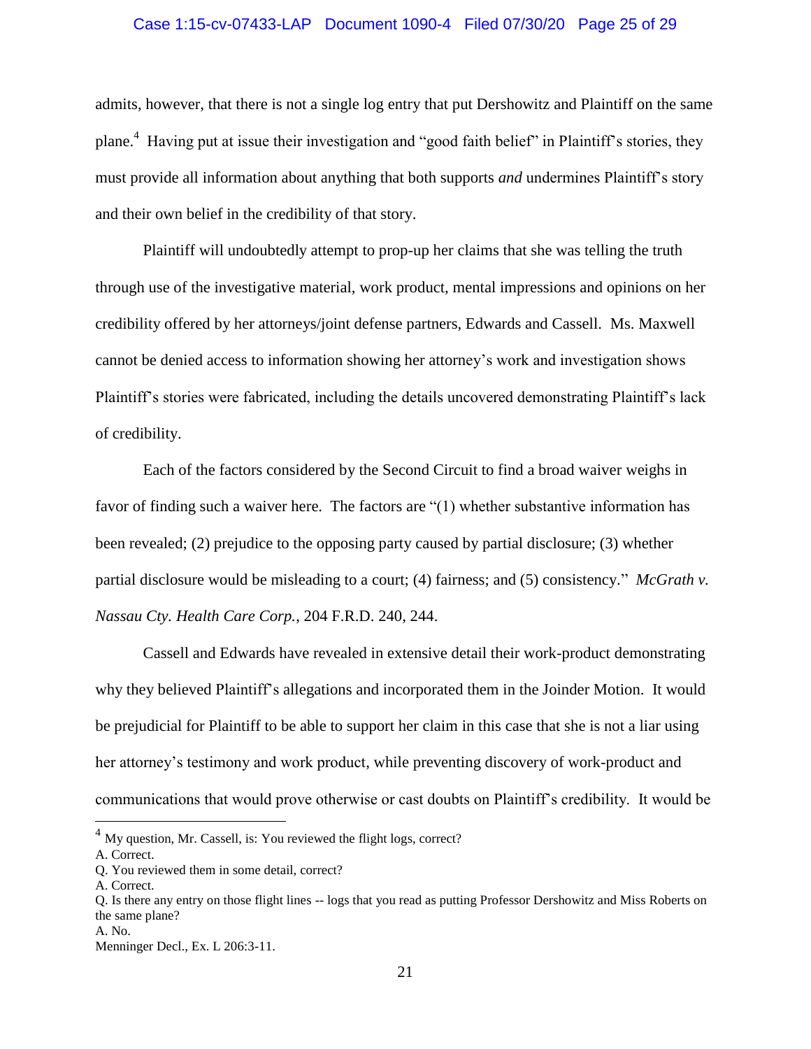admits, however, that there is not a single log entry that put Dershowitz and Plaintiff on the same plane.[4] Having put at issue their investigation and "good faith belief" in Plaintiff's stories, they must provide all information about anything that both supports *and* undermines Plaintiff's story and their own belief in the credibility of that story.

Plaintiff will undoubtedly attempt to prop-up her claims that she was telling the truth through use of the investigative material, work product, mental impressions and opinions on her credibility offered by her attorneys/joint defense partners, Edwards and Cassell. Ms. Maxwell cannot be denied access to information showing her attorney's work and investigation shows Plaintiff's stories were fabricated, including the details uncovered demonstrating Plaintiff's lack of credibility.

Each of the factors considered by the Second Circuit to find a broad waiver weighs in favor of finding such a waiver here. The factors are "(1) whether substantive information has been revealed; (2) prejudice to the opposing party caused by partial disclosure; (3) whether partial disclosure would be misleading to a court; (4) fairness; and (5) consistency." *McGrath v. Nassau Cty. Health Care Corp.*, 204 F.R.D. 240, 244.

Cassell and Edwards have revealed in extensive detail their work-product demonstrating why they believed Plaintiff's allegations and incorporated them in the Joinder Motion. It would be prejudicial for Plaintiff to be able to support her claim in this case that she is not a liar using her attorney's testimony and work product, while preventing discovery of work-product and communications that would prove otherwise or cast doubts on Plaintiff's credibility. It would be

---

[4] My question, Mr. Cassell, is: You reviewed the flight logs, correct?
A. Correct.
Q. You reviewed them in some detail, correct?
A. Correct.
Q. Is there any entry on those flight lines -- logs that you read as putting Professor Dershowitz and Miss Roberts on the same plane?
A. No.
Menninger Decl., Ex. L 206:3-11.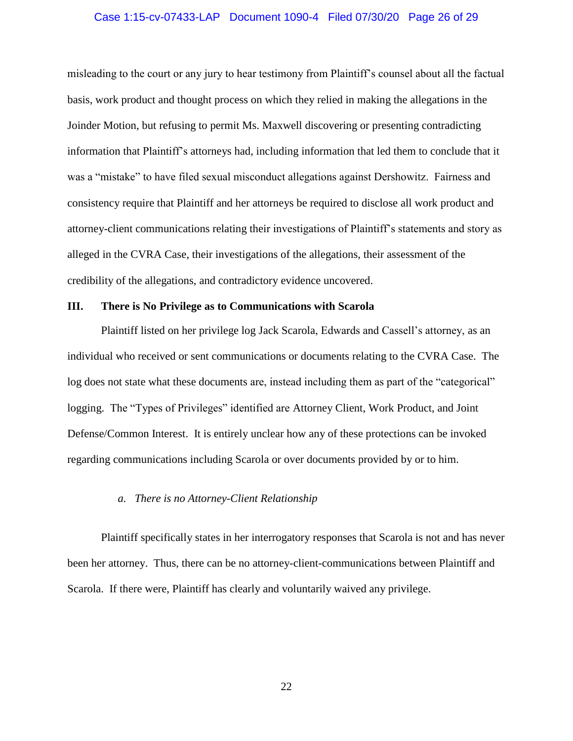misleading to the court or any jury to hear testimony from Plaintiff's counsel about all the factual basis, work product and thought process on which they relied in making the allegations in the Joinder Motion, but refusing to permit Ms. Maxwell discovering or presenting contradicting information that Plaintiff's attorneys had, including information that led them to conclude that it was a "mistake" to have filed sexual misconduct allegations against Dershowitz. Fairness and consistency require that Plaintiff and her attorneys be required to disclose all work product and attorney-client communications relating their investigations of Plaintiff's statements and story as alleged in the CVRA Case, their investigations of the allegations, their assessment of the credibility of the allegations, and contradictory evidence uncovered.

## III. There is No Privilege as to Communications with Scarola

Plaintiff listed on her privilege log Jack Scarola, Edwards and Cassell's attorney, as an individual who received or sent communications or documents relating to the CVRA Case. The log does not state what these documents are, instead including them as part of the "categorical" logging. The "Types of Privileges" identified are Attorney Client, Work Product, and Joint Defense/Common Interest. It is entirely unclear how any of these protections can be invoked regarding communications including Scarola or over documents provided by or to him.

### *a. There is no Attorney-Client Relationship*

Plaintiff specifically states in her interrogatory responses that Scarola is not and has never been her attorney. Thus, there can be no attorney-client-communications between Plaintiff and Scarola. If there were, Plaintiff has clearly and voluntarily waived any privilege.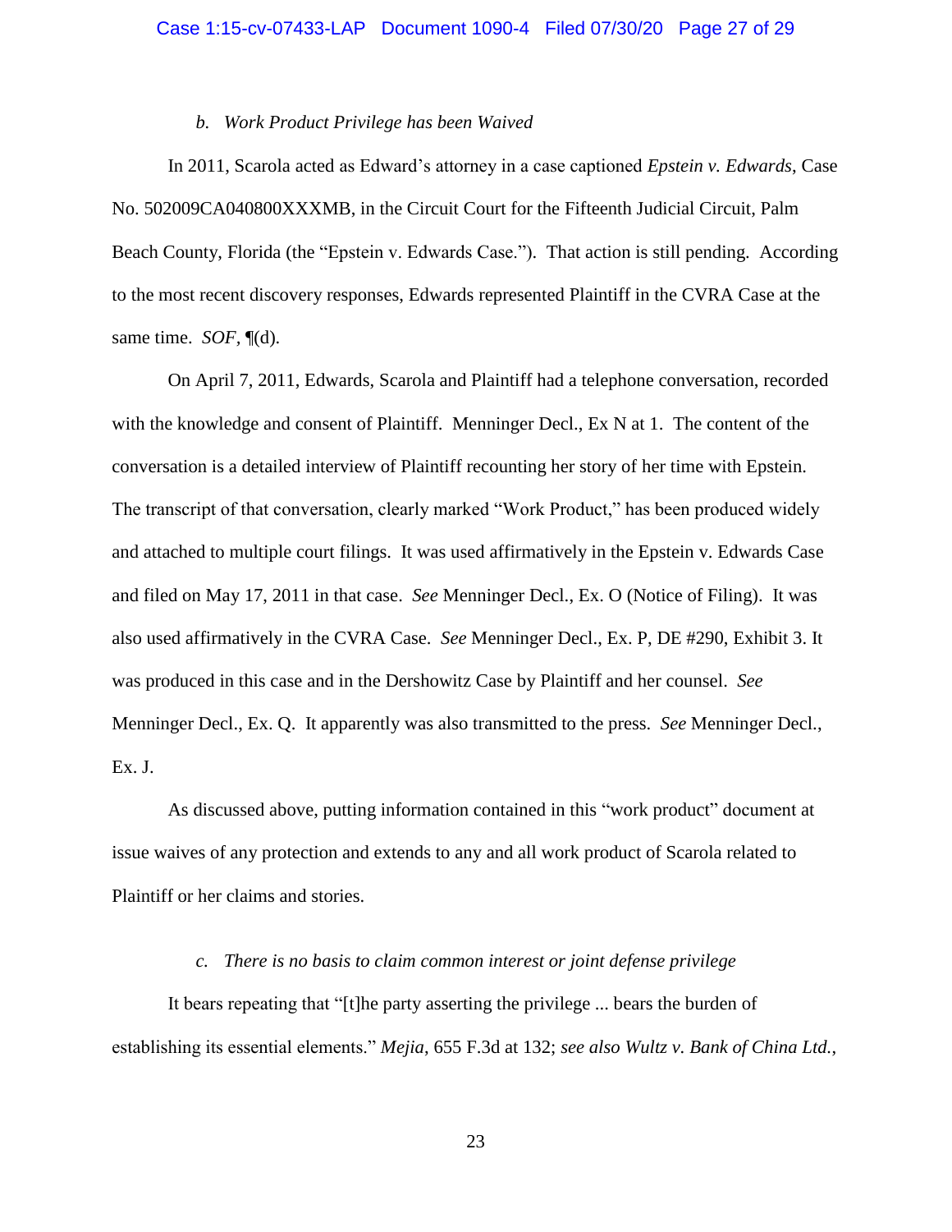*b. Work Product Privilege has been Waived*

In 2011, Scarola acted as Edward's attorney in a case captioned *Epstein v. Edwards*, Case No. 502009CA040800XXXMB, in the Circuit Court for the Fifteenth Judicial Circuit, Palm Beach County, Florida (the "Epstein v. Edwards Case."). That action is still pending. According to the most recent discovery responses, Edwards represented Plaintiff in the CVRA Case at the same time. *SOF*, ¶(d).

On April 7, 2011, Edwards, Scarola and Plaintiff had a telephone conversation, recorded with the knowledge and consent of Plaintiff. Menninger Decl., Ex N at 1. The content of the conversation is a detailed interview of Plaintiff recounting her story of her time with Epstein. The transcript of that conversation, clearly marked "Work Product," has been produced widely and attached to multiple court filings. It was used affirmatively in the Epstein v. Edwards Case and filed on May 17, 2011 in that case. *See* Menninger Decl., Ex. O (Notice of Filing). It was also used affirmatively in the CVRA Case. *See* Menninger Decl., Ex. P, DE #290, Exhibit 3. It was produced in this case and in the Dershowitz Case by Plaintiff and her counsel. *See* Menninger Decl., Ex. Q. It apparently was also transmitted to the press. *See* Menninger Decl., Ex. J.

As discussed above, putting information contained in this "work product" document at issue waives of any protection and extends to any and all work product of Scarola related to Plaintiff or her claims and stories.

*c. There is no basis to claim common interest or joint defense privilege*

It bears repeating that "[t]he party asserting the privilege ... bears the burden of establishing its essential elements." *Mejia*, 655 F.3d at 132; *see also Wultz v. Bank of China Ltd.*,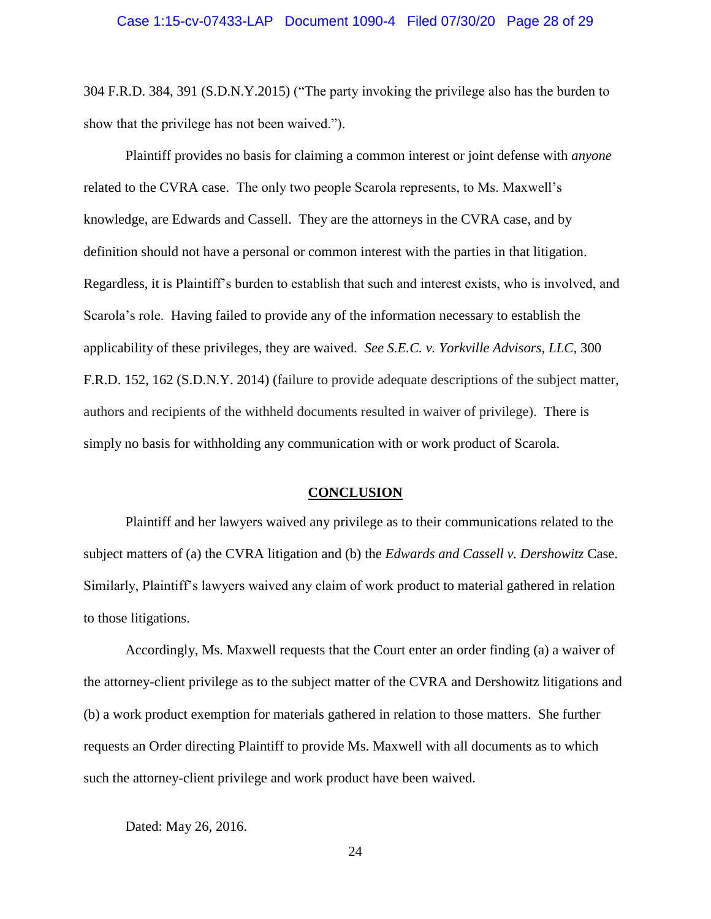304 F.R.D. 384, 391 (S.D.N.Y.2015) ("The party invoking the privilege also has the burden to show that the privilege has not been waived.").

Plaintiff provides no basis for claiming a common interest or joint defense with *anyone* related to the CVRA case. The only two people Scarola represents, to Ms. Maxwell's knowledge, are Edwards and Cassell. They are the attorneys in the CVRA case, and by definition should not have a personal or common interest with the parties in that litigation. Regardless, it is Plaintiff's burden to establish that such and interest exists, who is involved, and Scarola's role. Having failed to provide any of the information necessary to establish the applicability of these privileges, they are waived. *See S.E.C. v. Yorkville Advisors, LLC*, 300 F.R.D. 152, 162 (S.D.N.Y. 2014) (failure to provide adequate descriptions of the subject matter, authors and recipients of the withheld documents resulted in waiver of privilege). There is simply no basis for withholding any communication with or work product of Scarola.

## CONCLUSION

Plaintiff and her lawyers waived any privilege as to their communications related to the subject matters of (a) the CVRA litigation and (b) the *Edwards and Cassell v. Dershowitz* Case. Similarly, Plaintiff's lawyers waived any claim of work product to material gathered in relation to those litigations.

Accordingly, Ms. Maxwell requests that the Court enter an order finding (a) a waiver of the attorney-client privilege as to the subject matter of the CVRA and Dershowitz litigations and (b) a work product exemption for materials gathered in relation to those matters. She further requests an Order directing Plaintiff to provide Ms. Maxwell with all documents as to which such the attorney-client privilege and work product have been waived.

Dated: May 26, 2016.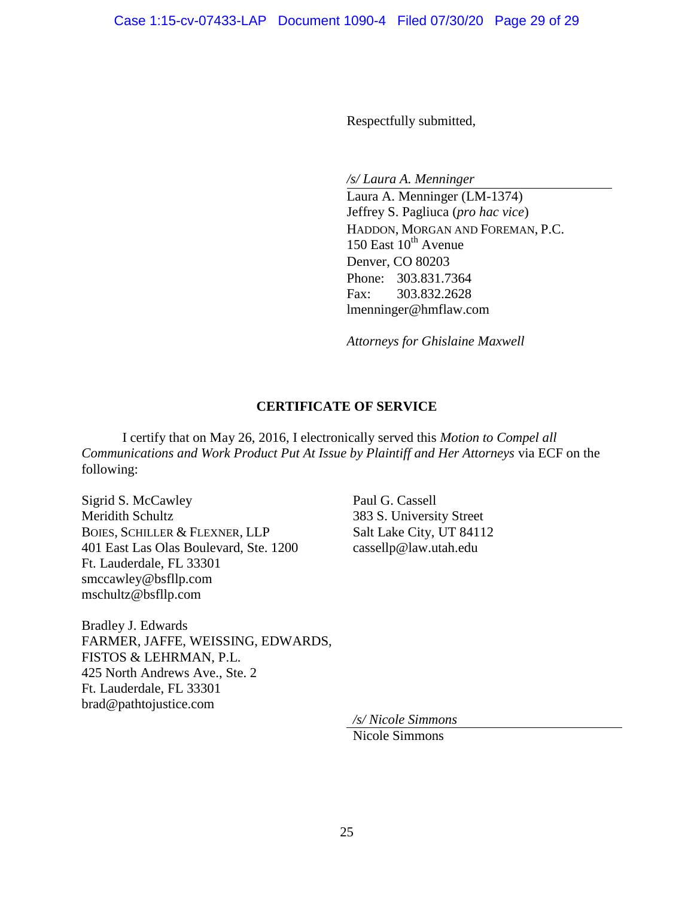Respectfully submitted,

*/s/ Laura A. Menninger*

Laura A. Menninger (LM-1374)
Jeffrey S. Pagliuca (*pro hac vice*)
HADDON, MORGAN AND FOREMAN, P.C.
150 East 10th Avenue
Denver, CO 80203
Phone: 303.831.7364
Fax: 303.832.2628
lmenninger@hmflaw.com

*Attorneys for Ghislaine Maxwell*

**CERTIFICATE OF SERVICE**

I certify that on May 26, 2016, I electronically served this *Motion to Compel all Communications and Work Product Put At Issue by Plaintiff and Her Attorneys* via ECF on the following:

Sigrid S. McCawley
Meridith Schultz
BOIES, SCHILLER & FLEXNER, LLP
401 East Las Olas Boulevard, Ste. 1200
Ft. Lauderdale, FL 33301
smccawley@bsfllp.com
mschultz@bsfllp.com

Paul G. Cassell
383 S. University Street
Salt Lake City, UT 84112
cassellp@law.utah.edu

Bradley J. Edwards
FARMER, JAFFE, WEISSING, EDWARDS, FISTOS & LEHRMAN, P.L.
425 North Andrews Ave., Ste. 2
Ft. Lauderdale, FL 33301
brad@pathtojustice.com

*/s/ Nicole Simmons*

Nicole Simmons